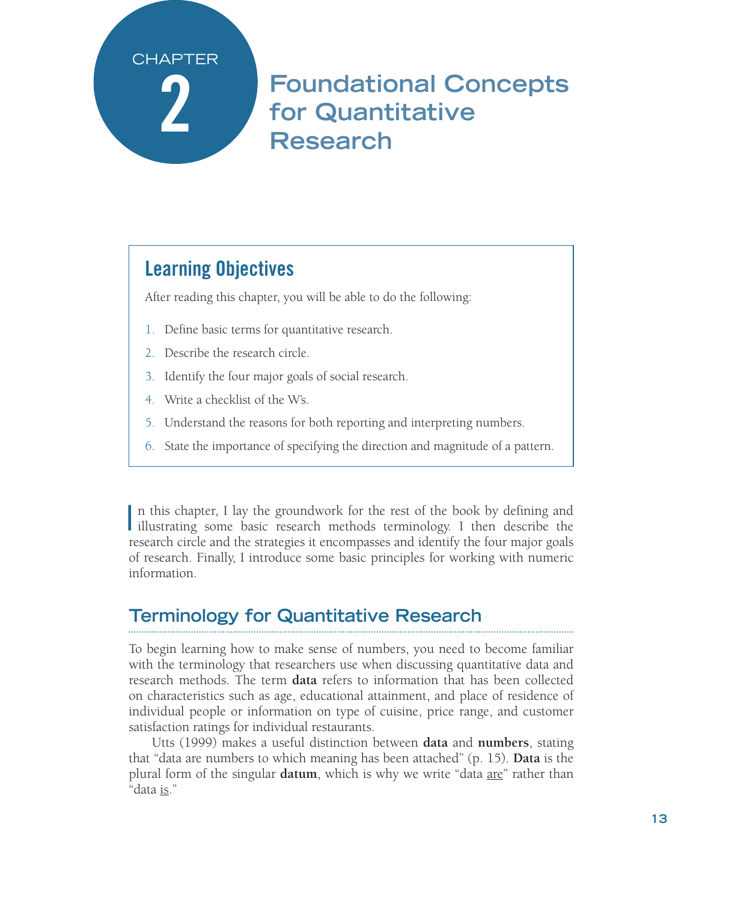# CHAPTER 2 Foundational Concepts for Quantitative Research

## Learning Objectives

After reading this chapter, you will be able to do the following:

1. Define basic terms for quantitative research.
2. Describe the research circle.
3. Identify the four major goals of social research.
4. Write a checklist of the W's.
5. Understand the reasons for both reporting and interpreting numbers.
6. State the importance of specifying the direction and magnitude of a pattern.

In this chapter, I lay the groundwork for the rest of the book by defining and illustrating some basic research methods terminology. I then describe the research circle and the strategies it encompasses and identify the four major goals of research. Finally, I introduce some basic principles for working with numeric information.

## Terminology for Quantitative Research

To begin learning how to make sense of numbers, you need to become familiar with the terminology that researchers use when discussing quantitative data and research methods. The term **data** refers to information that has been collected on characteristics such as age, educational attainment, and place of residence of individual people or information on type of cuisine, price range, and customer satisfaction ratings for individual restaurants.

Utts (1999) makes a useful distinction between **data** and **numbers**, stating that "data are numbers to which meaning has been attached" (p. 15). **Data** is the plural form of the singular **datum**, which is why we write "data <u>are</u>" rather than "data <u>is</u>."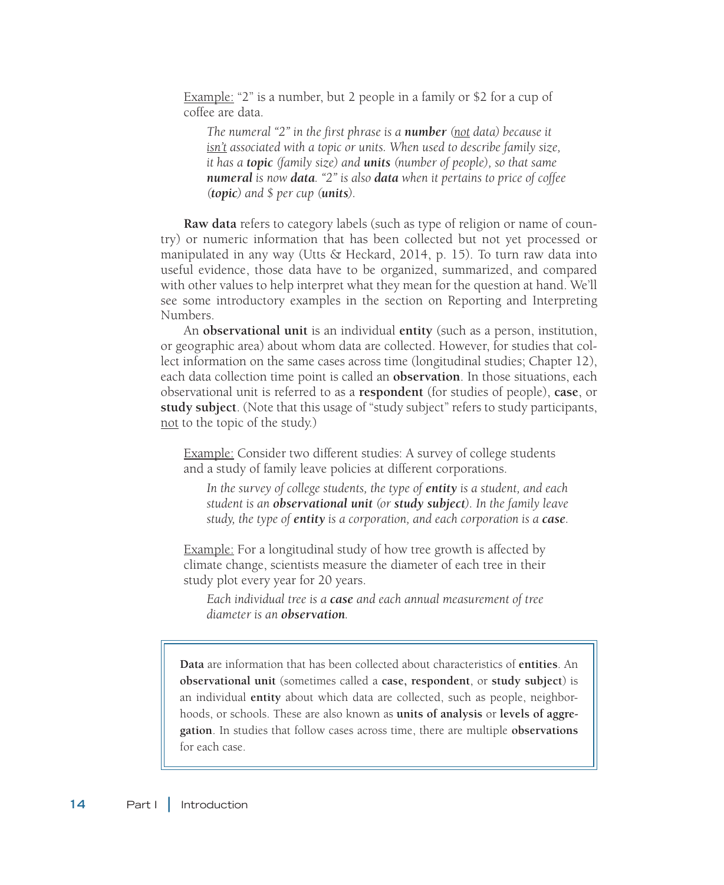Example: "2" is a number, but 2 people in a family or $2 for a cup of coffee are data.

> *The numeral "2" in the first phrase is a **number** (not data) because it isn't associated with a topic or units. When used to describe family size, it has a **topic** (family size) and **units** (number of people), so that same **numeral** is now **data**. "2" is also **data** when it pertains to price of coffee (**topic**) and $ per cup (**units**).*

**Raw data** refers to category labels (such as type of religion or name of country) or numeric information that has been collected but not yet processed or manipulated in any way (Utts & Heckard, 2014, p. 15). To turn raw data into useful evidence, those data have to be organized, summarized, and compared with other values to help interpret what they mean for the question at hand. We'll see some introductory examples in the section on Reporting and Interpreting Numbers.

An **observational unit** is an individual **entity** (such as a person, institution, or geographic area) about whom data are collected. However, for studies that collect information on the same cases across time (longitudinal studies; Chapter 12), each data collection time point is called an **observation**. In those situations, each observational unit is referred to as a **respondent** (for studies of people), **case**, or **study subject**. (Note that this usage of "study subject" refers to study participants, not to the topic of the study.)

Example: Consider two different studies: A survey of college students and a study of family leave policies at different corporations.

> *In the survey of college students, the type of **entity** is a student, and each student is an **observational unit** (or **study subject**). In the family leave study, the type of **entity** is a corporation, and each corporation is a **case**.*

Example: For a longitudinal study of how tree growth is affected by climate change, scientists measure the diameter of each tree in their study plot every year for 20 years.

> *Each individual tree is a **case** and each annual measurement of tree diameter is an **observation**.*

> **Data** are information that has been collected about characteristics of **entities**. An **observational unit** (sometimes called a **case, respondent**, or **study subject**) is an individual **entity** about which data are collected, such as people, neighborhoods, or schools. These are also known as **units of analysis** or **levels of aggregation**. In studies that follow cases across time, there are multiple **observations** for each case.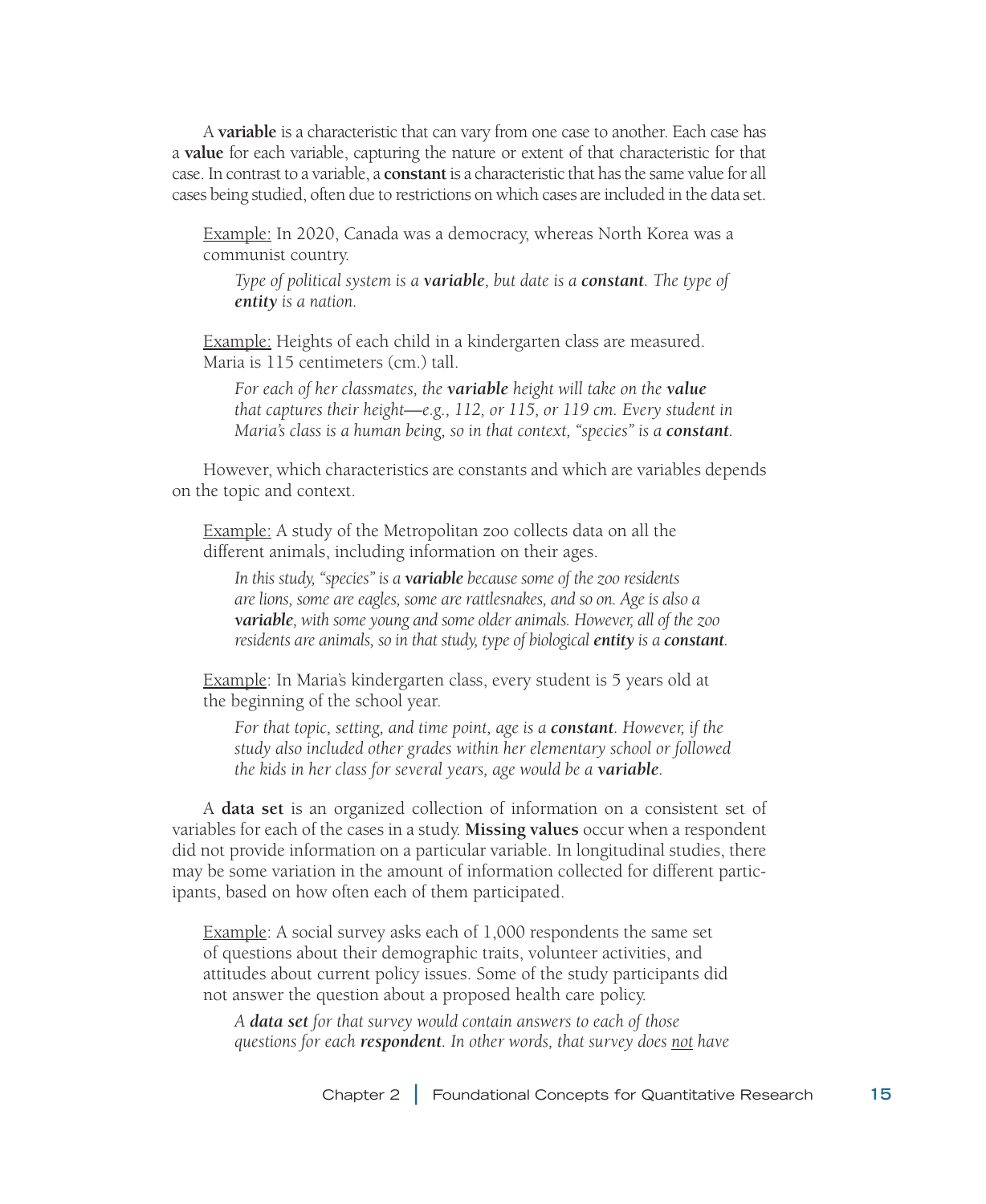A **variable** is a characteristic that can vary from one case to another. Each case has a **value** for each variable, capturing the nature or extent of that characteristic for that case. In contrast to a variable, a **constant** is a characteristic that has the same value for all cases being studied, often due to restrictions on which cases are included in the data set.

> Example: In 2020, Canada was a democracy, whereas North Korea was a communist country.
>
> > *Type of political system is a **variable**, but date is a **constant**. The type of **entity** is a nation.*
>
> Example: Heights of each child in a kindergarten class are measured. Maria is 115 centimeters (cm.) tall.
>
> > *For each of her classmates, the **variable** height will take on the **value** that captures their height—e.g., 112, or 115, or 119 cm. Every student in Maria's class is a human being, so in that context, "species" is a **constant**.*

However, which characteristics are constants and which are variables depends on the topic and context.

> Example: A study of the Metropolitan zoo collects data on all the different animals, including information on their ages.
>
> > *In this study, "species" is a **variable** because some of the zoo residents are lions, some are eagles, some are rattlesnakes, and so on. Age is also a **variable**, with some young and some older animals. However, all of the zoo residents are animals, so in that study, type of biological **entity** is a **constant**.*
>
> Example: In Maria's kindergarten class, every student is 5 years old at the beginning of the school year.
>
> > *For that topic, setting, and time point, age is a **constant**. However, if the study also included other grades within her elementary school or followed the kids in her class for several years, age would be a **variable**.*

A **data set** is an organized collection of information on a consistent set of variables for each of the cases in a study. **Missing values** occur when a respondent did not provide information on a particular variable. In longitudinal studies, there may be some variation in the amount of information collected for different participants, based on how often each of them participated.

> Example: A social survey asks each of 1,000 respondents the same set of questions about their demographic traits, volunteer activities, and attitudes about current policy issues. Some of the study participants did not answer the question about a proposed health care policy.
>
> > *A **data set** for that survey would contain answers to each of those questions for each **respondent**. In other words, that survey does <u>not</u> have*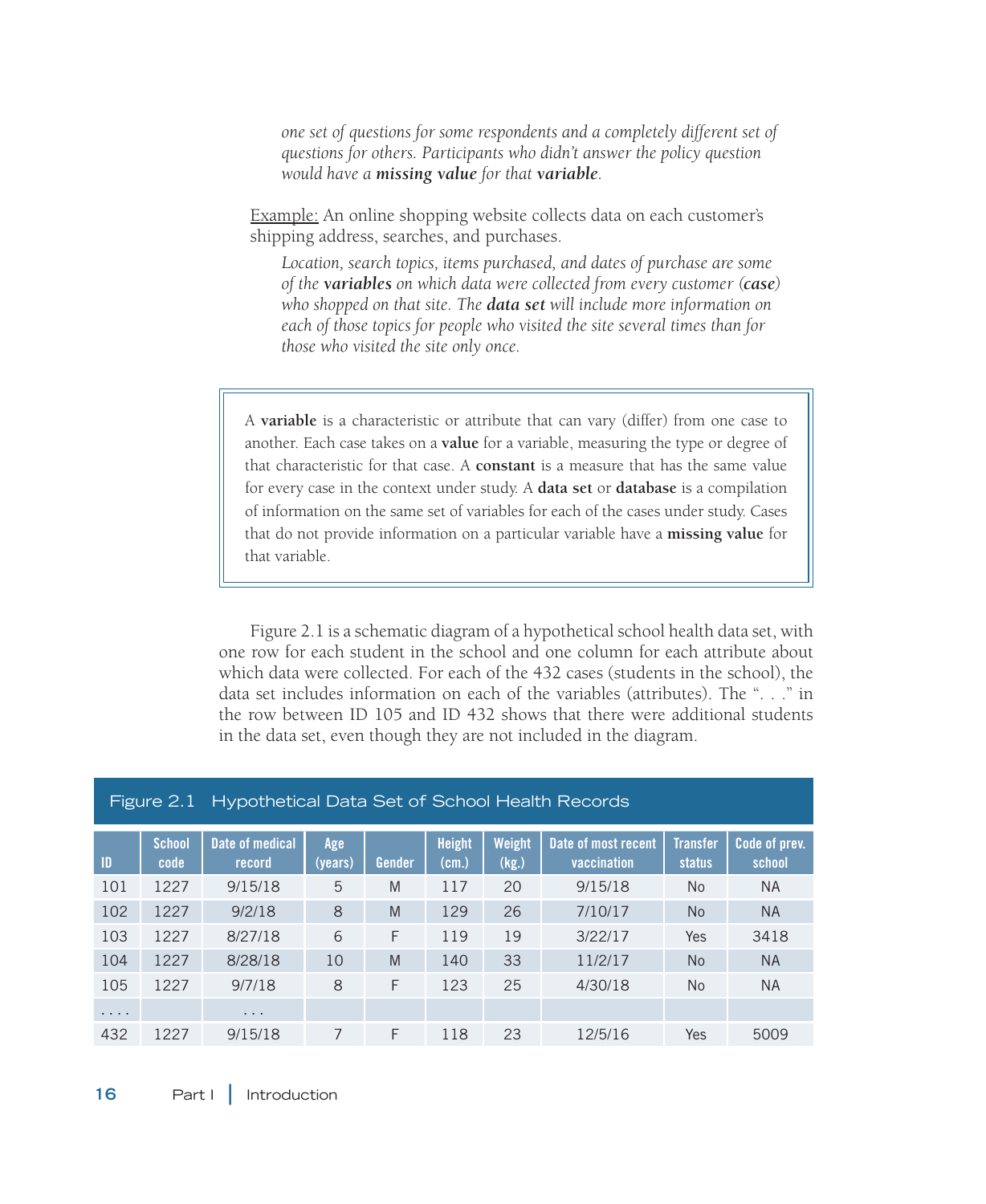*one set of questions for some respondents and a completely different set of questions for others. Participants who didn't answer the policy question would have a* ***missing value*** *for that* ***variable****.*

Example: An online shopping website collects data on each customer's shipping address, searches, and purchases.

*Location, search topics, items purchased, and dates of purchase are some of the* ***variables*** *on which data were collected from every customer (****case****) who shopped on that site. The* ***data set*** *will include more information on each of those topics for people who visited the site several times than for those who visited the site only once.*

> A **variable** is a characteristic or attribute that can vary (differ) from one case to another. Each case takes on a **value** for a variable, measuring the type or degree of that characteristic for that case. A **constant** is a measure that has the same value for every case in the context under study. A **data set** or **database** is a compilation of information on the same set of variables for each of the cases under study. Cases that do not provide information on a particular variable have a **missing value** for that variable.

Figure 2.1 is a schematic diagram of a hypothetical school health data set, with one row for each student in the school and one column for each attribute about which data were collected. For each of the 432 cases (students in the school), the data set includes information on each of the variables (attributes). The ". . ." in the row between ID 105 and ID 432 shows that there were additional students in the data set, even though they are not included in the diagram.

Figure 2.1 Hypothetical Data Set of School Health Records

| ID | School code | Date of medical record | Age (years) | Gender | Height (cm.) | Weight (kg.) | Date of most recent vaccination | Transfer status | Code of prev. school |
|---|---|---|---|---|---|---|---|---|---|
| 101 | 1227 | 9/15/18 | 5 | M | 117 | 20 | 9/15/18 | No | NA |
| 102 | 1227 | 9/2/18 | 8 | M | 129 | 26 | 7/10/17 | No | NA |
| 103 | 1227 | 8/27/18 | 6 | F | 119 | 19 | 3/22/17 | Yes | 3418 |
| 104 | 1227 | 8/28/18 | 10 | M | 140 | 33 | 11/2/17 | No | NA |
| 105 | 1227 | 9/7/18 | 8 | F | 123 | 25 | 4/30/18 | No | NA |
| . . . . | | . . . | | | | | | | |
| 432 | 1227 | 9/15/18 | 7 | F | 118 | 23 | 12/5/16 | Yes | 5009 |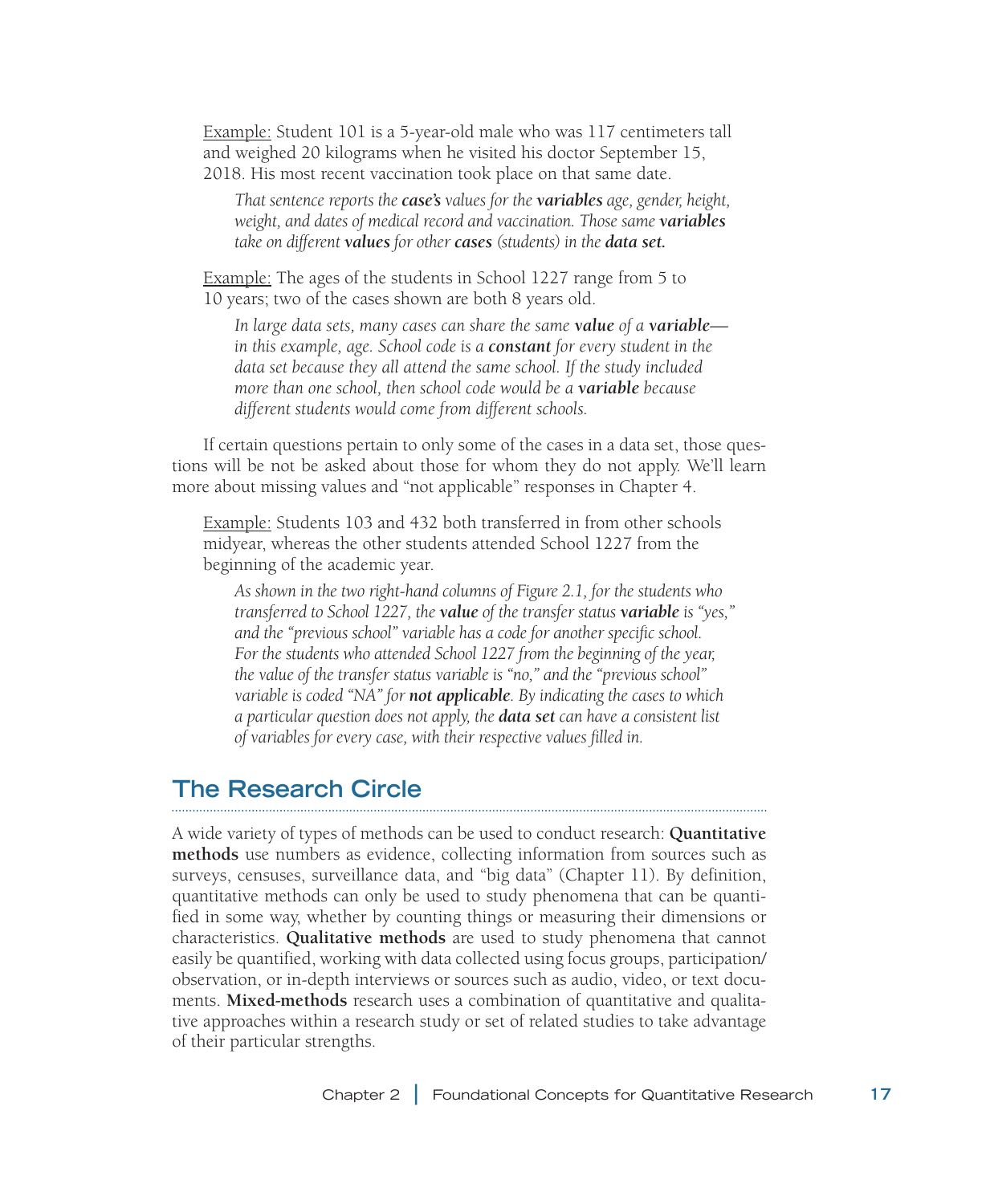Example: Student 101 is a 5-year-old male who was 117 centimeters tall and weighed 20 kilograms when he visited his doctor September 15, 2018. His most recent vaccination took place on that same date.

> *That sentence reports the* ***case's*** *values for the* ***variables*** *age, gender, height, weight, and dates of medical record and vaccination. Those same* ***variables*** *take on different* ***values*** *for other* ***cases*** *(students) in the* ***data set.***

Example: The ages of the students in School 1227 range from 5 to 10 years; two of the cases shown are both 8 years old.

> *In large data sets, many cases can share the same* ***value*** *of a* ***variable***—*in this example, age. School code is a* ***constant*** *for every student in the data set because they all attend the same school. If the study included more than one school, then school code would be a* ***variable*** *because different students would come from different schools.*

If certain questions pertain to only some of the cases in a data set, those questions will be not be asked about those for whom they do not apply. We'll learn more about missing values and "not applicable" responses in Chapter 4.

Example: Students 103 and 432 both transferred in from other schools midyear, whereas the other students attended School 1227 from the beginning of the academic year.

> *As shown in the two right-hand columns of Figure 2.1, for the students who transferred to School 1227, the* ***value*** *of the transfer status* ***variable*** *is "yes," and the "previous school" variable has a code for another specific school. For the students who attended School 1227 from the beginning of the year, the value of the transfer status variable is "no," and the "previous school" variable is coded "NA" for* ***not applicable****. By indicating the cases to which a particular question does not apply, the* ***data set*** *can have a consistent list of variables for every case, with their respective values filled in.*

## The Research Circle

A wide variety of types of methods can be used to conduct research: **Quantitative methods** use numbers as evidence, collecting information from sources such as surveys, censuses, surveillance data, and "big data" (Chapter 11). By definition, quantitative methods can only be used to study phenomena that can be quantified in some way, whether by counting things or measuring their dimensions or characteristics. **Qualitative methods** are used to study phenomena that cannot easily be quantified, working with data collected using focus groups, participation/observation, or in-depth interviews or sources such as audio, video, or text documents. **Mixed-methods** research uses a combination of quantitative and qualitative approaches within a research study or set of related studies to take advantage of their particular strengths.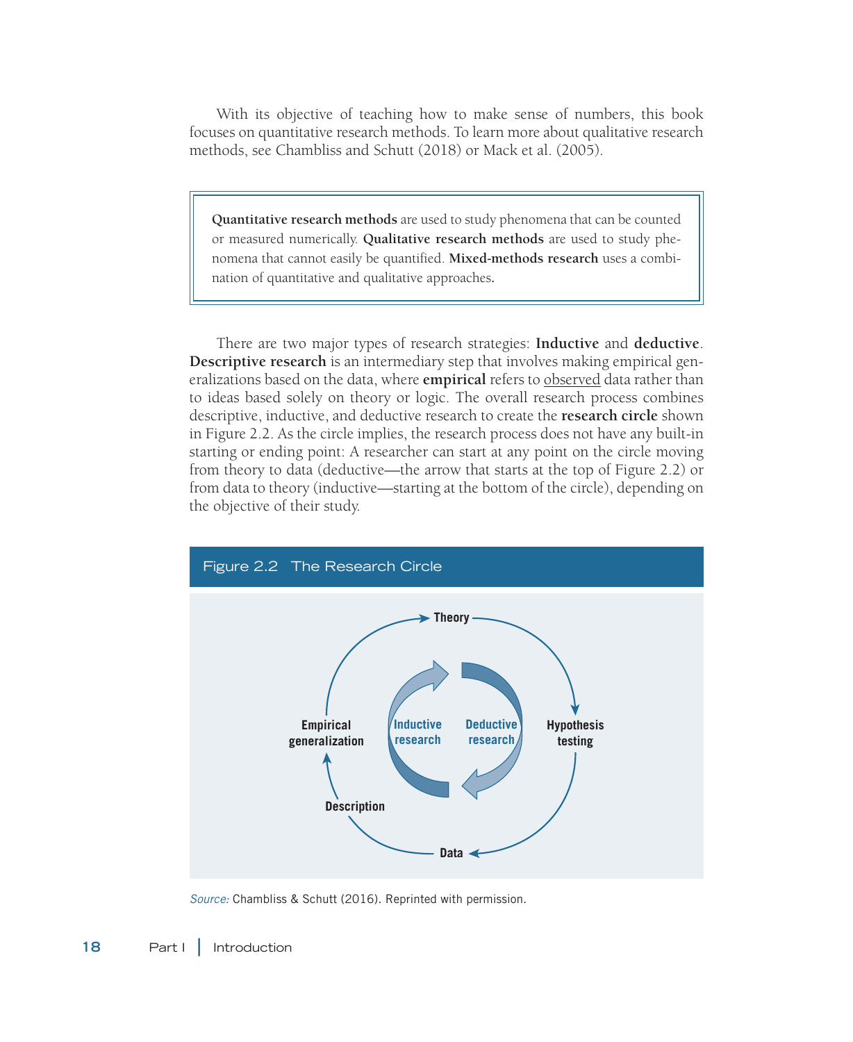With its objective of teaching how to make sense of numbers, this book focuses on quantitative research methods. To learn more about qualitative research methods, see Chambliss and Schutt (2018) or Mack et al. (2005).

> **Quantitative research methods** are used to study phenomena that can be counted or measured numerically. **Qualitative research methods** are used to study phenomena that cannot easily be quantified. **Mixed-methods research** uses a combination of quantitative and qualitative approaches.

There are two major types of research strategies: **Inductive** and **deductive**. **Descriptive research** is an intermediary step that involves making empirical generalizations based on the data, where **empirical** refers to observed data rather than to ideas based solely on theory or logic. The overall research process combines descriptive, inductive, and deductive research to create the **research circle** shown in Figure 2.2. As the circle implies, the research process does not have any built-in starting or ending point: A researcher can start at any point on the circle moving from theory to data (deductive—the arrow that starts at the top of Figure 2.2) or from data to theory (inductive—starting at the bottom of the circle), depending on the objective of their study.

Figure 2.2 The Research Circle

Theory → Hypothesis testing → Data → Description → Empirical generalization → Theory

Inductive research | Deductive research

*Source:* Chambliss & Schutt (2016). Reprinted with permission.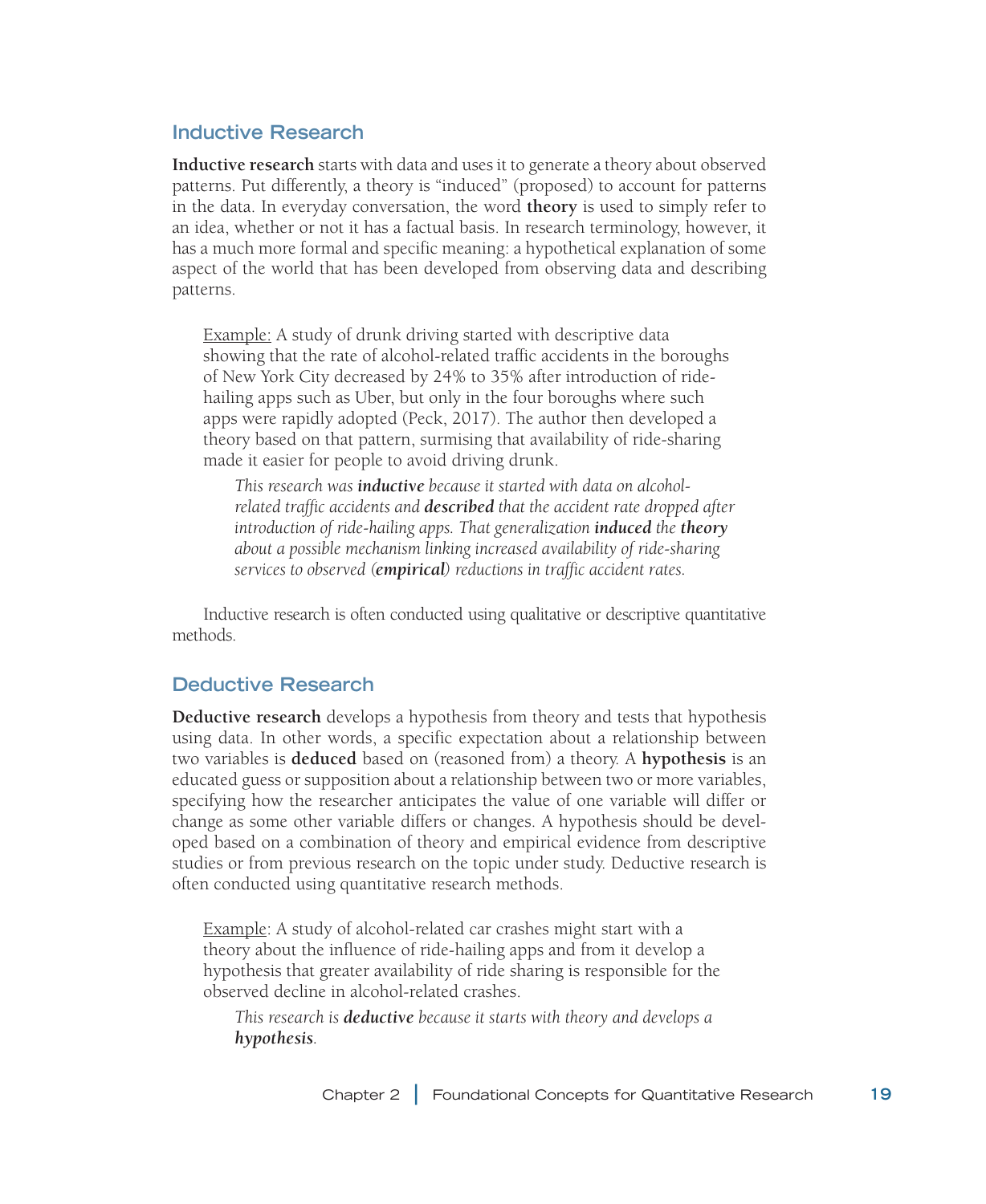## Inductive Research

**Inductive research** starts with data and uses it to generate a theory about observed patterns. Put differently, a theory is "induced" (proposed) to account for patterns in the data. In everyday conversation, the word **theory** is used to simply refer to an idea, whether or not it has a factual basis. In research terminology, however, it has a much more formal and specific meaning: a hypothetical explanation of some aspect of the world that has been developed from observing data and describing patterns.

> Example: A study of drunk driving started with descriptive data showing that the rate of alcohol-related traffic accidents in the boroughs of New York City decreased by 24% to 35% after introduction of ride-hailing apps such as Uber, but only in the four boroughs where such apps were rapidly adopted (Peck, 2017). The author then developed a theory based on that pattern, surmising that availability of ride-sharing made it easier for people to avoid driving drunk.
>
> *This research was **inductive** because it started with data on alcohol-related traffic accidents and **described** that the accident rate dropped after introduction of ride-hailing apps. That generalization **induced** the **theory** about a possible mechanism linking increased availability of ride-sharing services to observed (**empirical**) reductions in traffic accident rates.*

Inductive research is often conducted using qualitative or descriptive quantitative methods.

## Deductive Research

**Deductive research** develops a hypothesis from theory and tests that hypothesis using data. In other words, a specific expectation about a relationship between two variables is **deduced** based on (reasoned from) a theory. A **hypothesis** is an educated guess or supposition about a relationship between two or more variables, specifying how the researcher anticipates the value of one variable will differ or change as some other variable differs or changes. A hypothesis should be developed based on a combination of theory and empirical evidence from descriptive studies or from previous research on the topic under study. Deductive research is often conducted using quantitative research methods.

> Example: A study of alcohol-related car crashes might start with a theory about the influence of ride-hailing apps and from it develop a hypothesis that greater availability of ride sharing is responsible for the observed decline in alcohol-related crashes.
>
> *This research is **deductive** because it starts with theory and develops a **hypothesis**.*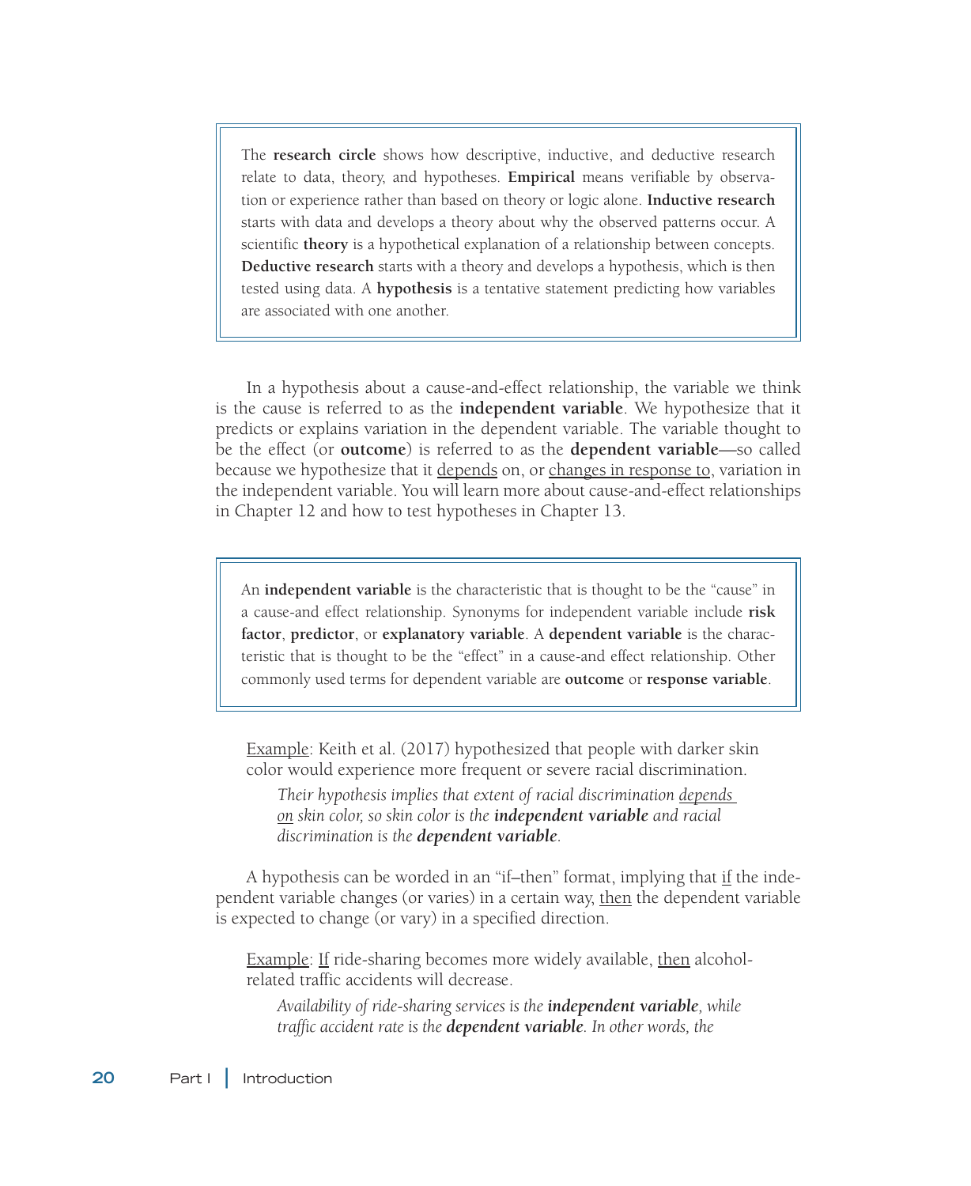> The **research circle** shows how descriptive, inductive, and deductive research relate to data, theory, and hypotheses. **Empirical** means verifiable by observation or experience rather than based on theory or logic alone. **Inductive research** starts with data and develops a theory about why the observed patterns occur. A scientific **theory** is a hypothetical explanation of a relationship between concepts. **Deductive research** starts with a theory and develops a hypothesis, which is then tested using data. A **hypothesis** is a tentative statement predicting how variables are associated with one another.

In a hypothesis about a cause-and-effect relationship, the variable we think is the cause is referred to as the **independent variable**. We hypothesize that it predicts or explains variation in the dependent variable. The variable thought to be the effect (or **outcome**) is referred to as the **dependent variable**—so called because we hypothesize that it depends on, or changes in response to, variation in the independent variable. You will learn more about cause-and-effect relationships in Chapter 12 and how to test hypotheses in Chapter 13.

> An **independent variable** is the characteristic that is thought to be the "cause" in a cause-and effect relationship. Synonyms for independent variable include **risk factor**, **predictor**, or **explanatory variable**. A **dependent variable** is the characteristic that is thought to be the "effect" in a cause-and effect relationship. Other commonly used terms for dependent variable are **outcome** or **response variable**.

Example: Keith et al. (2017) hypothesized that people with darker skin color would experience more frequent or severe racial discrimination.

*Their hypothesis implies that extent of racial discrimination depends on skin color, so skin color is the **independent variable** and racial discrimination is the **dependent variable**.*

A hypothesis can be worded in an "if–then" format, implying that if the independent variable changes (or varies) in a certain way, then the dependent variable is expected to change (or vary) in a specified direction.

Example: If ride-sharing becomes more widely available, then alcohol-related traffic accidents will decrease.

*Availability of ride-sharing services is the **independent variable**, while traffic accident rate is the **dependent variable**. In other words, the*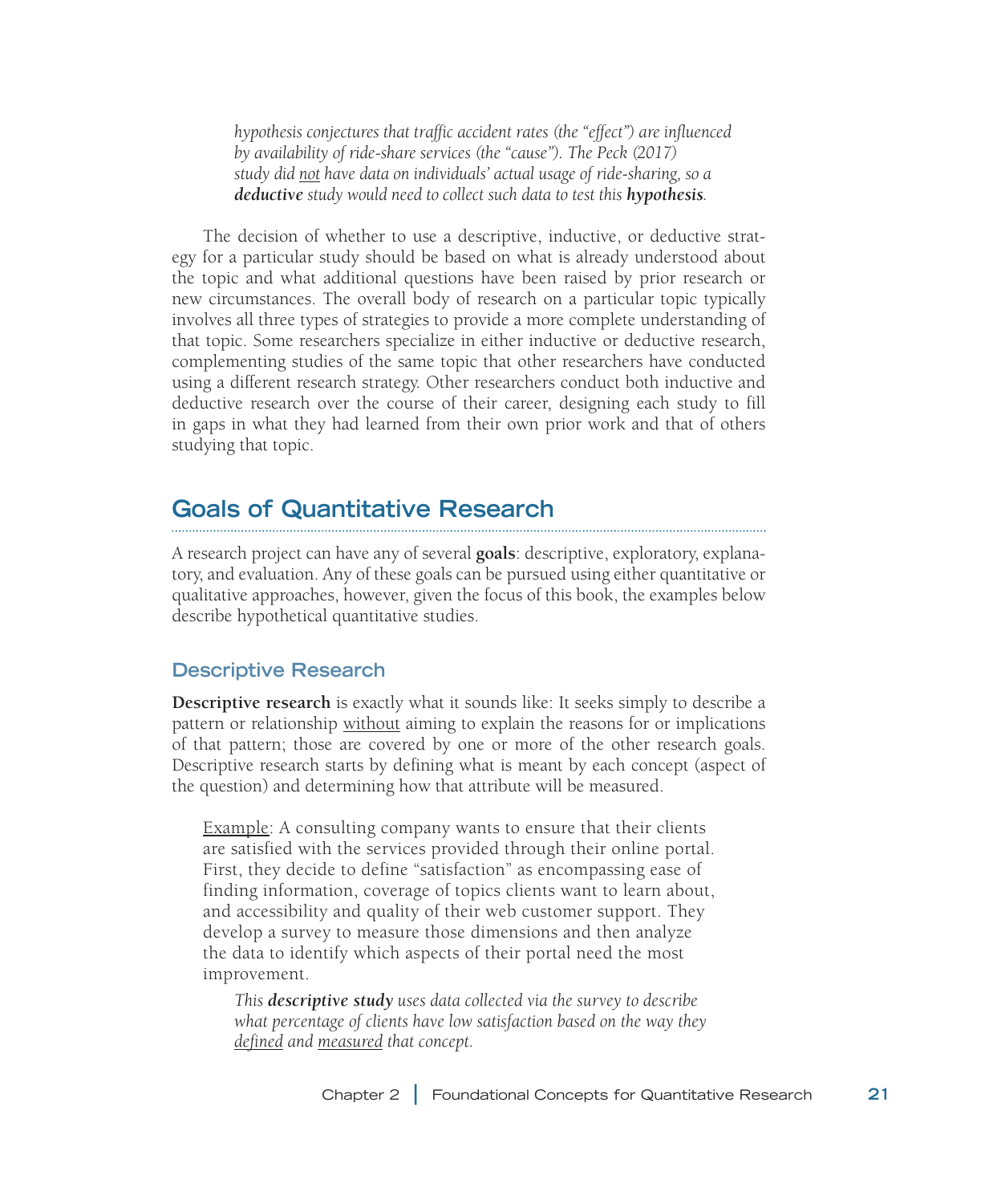*hypothesis conjectures that traffic accident rates (the "effect") are influenced by availability of ride-share services (the "cause"). The Peck (2017) study did <u>not</u> have data on individuals' actual usage of ride-sharing, so a **deductive** study would need to collect such data to test this **hypothesis**.*

The decision of whether to use a descriptive, inductive, or deductive strategy for a particular study should be based on what is already understood about the topic and what additional questions have been raised by prior research or new circumstances. The overall body of research on a particular topic typically involves all three types of strategies to provide a more complete understanding of that topic. Some researchers specialize in either inductive or deductive research, complementing studies of the same topic that other researchers have conducted using a different research strategy. Other researchers conduct both inductive and deductive research over the course of their career, designing each study to fill in gaps in what they had learned from their own prior work and that of others studying that topic.

## Goals of Quantitative Research

A research project can have any of several **goals**: descriptive, exploratory, explanatory, and evaluation. Any of these goals can be pursued using either quantitative or qualitative approaches, however, given the focus of this book, the examples below describe hypothetical quantitative studies.

### Descriptive Research

**Descriptive research** is exactly what it sounds like: It seeks simply to describe a pattern or relationship <u>without</u> aiming to explain the reasons for or implications of that pattern; those are covered by one or more of the other research goals. Descriptive research starts by defining what is meant by each concept (aspect of the question) and determining how that attribute will be measured.

<u>Example</u>: A consulting company wants to ensure that their clients are satisfied with the services provided through their online portal. First, they decide to define "satisfaction" as encompassing ease of finding information, coverage of topics clients want to learn about, and accessibility and quality of their web customer support. They develop a survey to measure those dimensions and then analyze the data to identify which aspects of their portal need the most improvement.

*This **descriptive study** uses data collected via the survey to describe what percentage of clients have low satisfaction based on the way they <u>defined</u> and <u>measured</u> that concept.*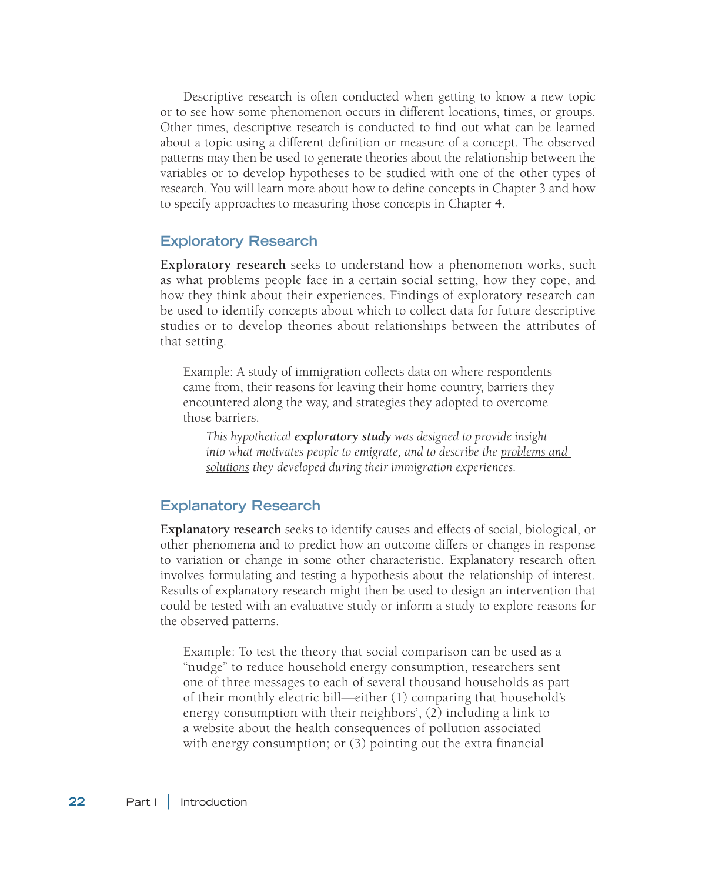Descriptive research is often conducted when getting to know a new topic or to see how some phenomenon occurs in different locations, times, or groups. Other times, descriptive research is conducted to find out what can be learned about a topic using a different definition or measure of a concept. The observed patterns may then be used to generate theories about the relationship between the variables or to develop hypotheses to be studied with one of the other types of research. You will learn more about how to define concepts in Chapter 3 and how to specify approaches to measuring those concepts in Chapter 4.

## Exploratory Research

**Exploratory research** seeks to understand how a phenomenon works, such as what problems people face in a certain social setting, how they cope, and how they think about their experiences. Findings of exploratory research can be used to identify concepts about which to collect data for future descriptive studies or to develop theories about relationships between the attributes of that setting.

> Example: A study of immigration collects data on where respondents came from, their reasons for leaving their home country, barriers they encountered along the way, and strategies they adopted to overcome those barriers.
>
> > *This hypothetical **exploratory study** was designed to provide insight into what motivates people to emigrate, and to describe the problems and solutions they developed during their immigration experiences.*

## Explanatory Research

**Explanatory research** seeks to identify causes and effects of social, biological, or other phenomena and to predict how an outcome differs or changes in response to variation or change in some other characteristic. Explanatory research often involves formulating and testing a hypothesis about the relationship of interest. Results of explanatory research might then be used to design an intervention that could be tested with an evaluative study or inform a study to explore reasons for the observed patterns.

> Example: To test the theory that social comparison can be used as a "nudge" to reduce household energy consumption, researchers sent one of three messages to each of several thousand households as part of their monthly electric bill—either (1) comparing that household's energy consumption with their neighbors', (2) including a link to a website about the health consequences of pollution associated with energy consumption; or (3) pointing out the extra financial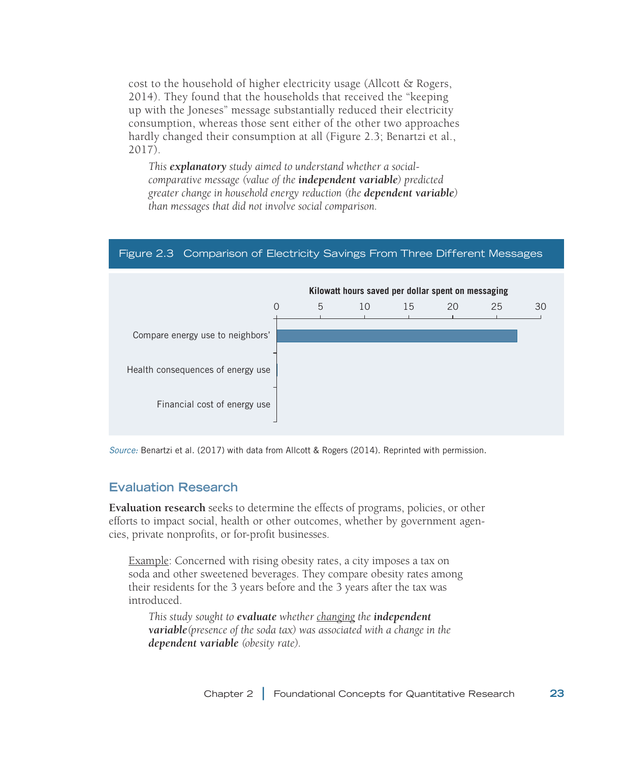cost to the household of higher electricity usage (Allcott & Rogers, 2014). They found that the households that received the "keeping up with the Joneses" message substantially reduced their electricity consumption, whereas those sent either of the other two approaches hardly changed their consumption at all (Figure 2.3; Benartzi et al., 2017).

> *This* ***explanatory*** *study aimed to understand whether a social-comparative message (value of the* ***independent variable****) predicted greater change in household energy reduction (the* ***dependent variable****) than messages that did not involve social comparison.*

**Figure 2.3 Comparison of Electricity Savings From Three Different Messages**

Kilowatt hours saved per dollar spent on messaging

0 5 10 15 20 25 30

Compare energy use to neighbors'

Health consequences of energy use

Financial cost of energy use

*Source:* Benartzi et al. (2017) with data from Allcott & Rogers (2014). Reprinted with permission.

## Evaluation Research

**Evaluation research** seeks to determine the effects of programs, policies, or other efforts to impact social, health or other outcomes, whether by government agencies, private nonprofits, or for-profit businesses.

<u>Example</u>: Concerned with rising obesity rates, a city imposes a tax on soda and other sweetened beverages. They compare obesity rates among their residents for the 3 years before and the 3 years after the tax was introduced.

> *This study sought to* ***evaluate*** *whether <u>changing</u> the* ***independent variable*** *(presence of the soda tax) was associated with a change in the* ***dependent variable*** *(obesity rate).*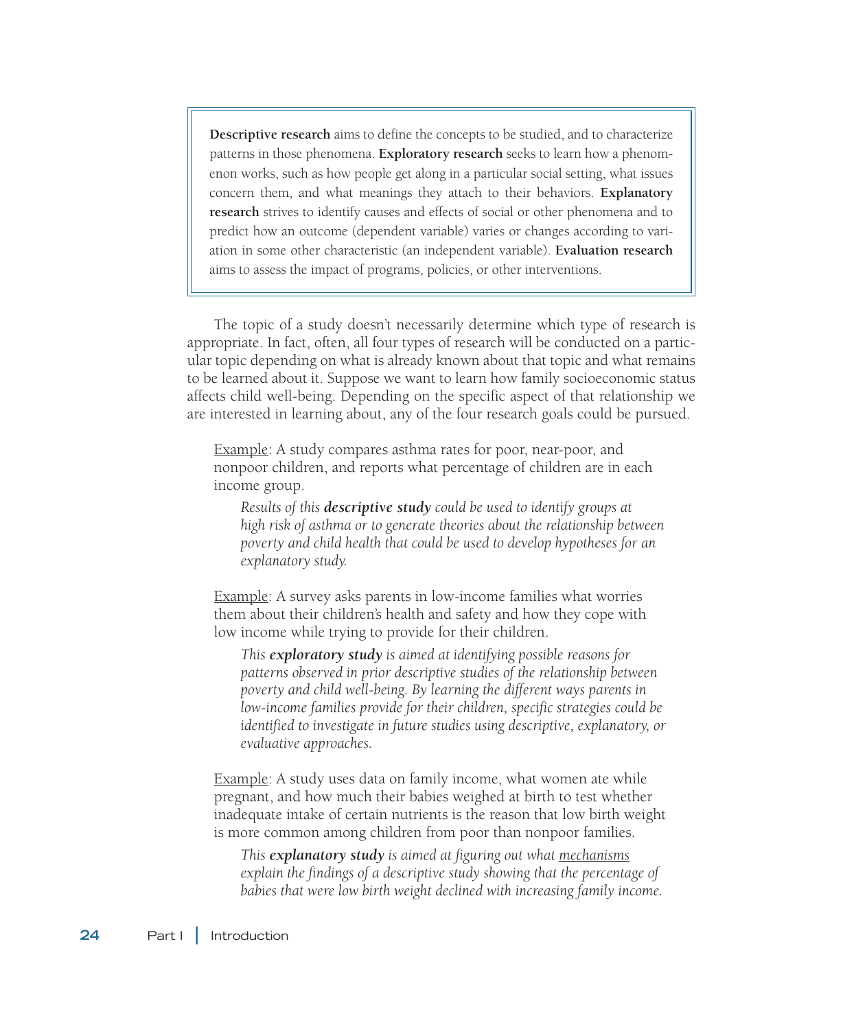> **Descriptive research** aims to define the concepts to be studied, and to characterize patterns in those phenomena. **Exploratory research** seeks to learn how a phenomenon works, such as how people get along in a particular social setting, what issues concern them, and what meanings they attach to their behaviors. **Explanatory research** strives to identify causes and effects of social or other phenomena and to predict how an outcome (dependent variable) varies or changes according to variation in some other characteristic (an independent variable). **Evaluation research** aims to assess the impact of programs, policies, or other interventions.

The topic of a study doesn't necessarily determine which type of research is appropriate. In fact, often, all four types of research will be conducted on a particular topic depending on what is already known about that topic and what remains to be learned about it. Suppose we want to learn how family socioeconomic status affects child well-being. Depending on the specific aspect of that relationship we are interested in learning about, any of the four research goals could be pursued.

Example: A study compares asthma rates for poor, near-poor, and nonpoor children, and reports what percentage of children are in each income group.

*Results of this **descriptive study** could be used to identify groups at high risk of asthma or to generate theories about the relationship between poverty and child health that could be used to develop hypotheses for an explanatory study.*

Example: A survey asks parents in low-income families what worries them about their children's health and safety and how they cope with low income while trying to provide for their children.

*This **exploratory study** is aimed at identifying possible reasons for patterns observed in prior descriptive studies of the relationship between poverty and child well-being. By learning the different ways parents in low-income families provide for their children, specific strategies could be identified to investigate in future studies using descriptive, explanatory, or evaluative approaches.*

Example: A study uses data on family income, what women ate while pregnant, and how much their babies weighed at birth to test whether inadequate intake of certain nutrients is the reason that low birth weight is more common among children from poor than nonpoor families.

*This **explanatory study** is aimed at figuring out what mechanisms explain the findings of a descriptive study showing that the percentage of babies that were low birth weight declined with increasing family income.*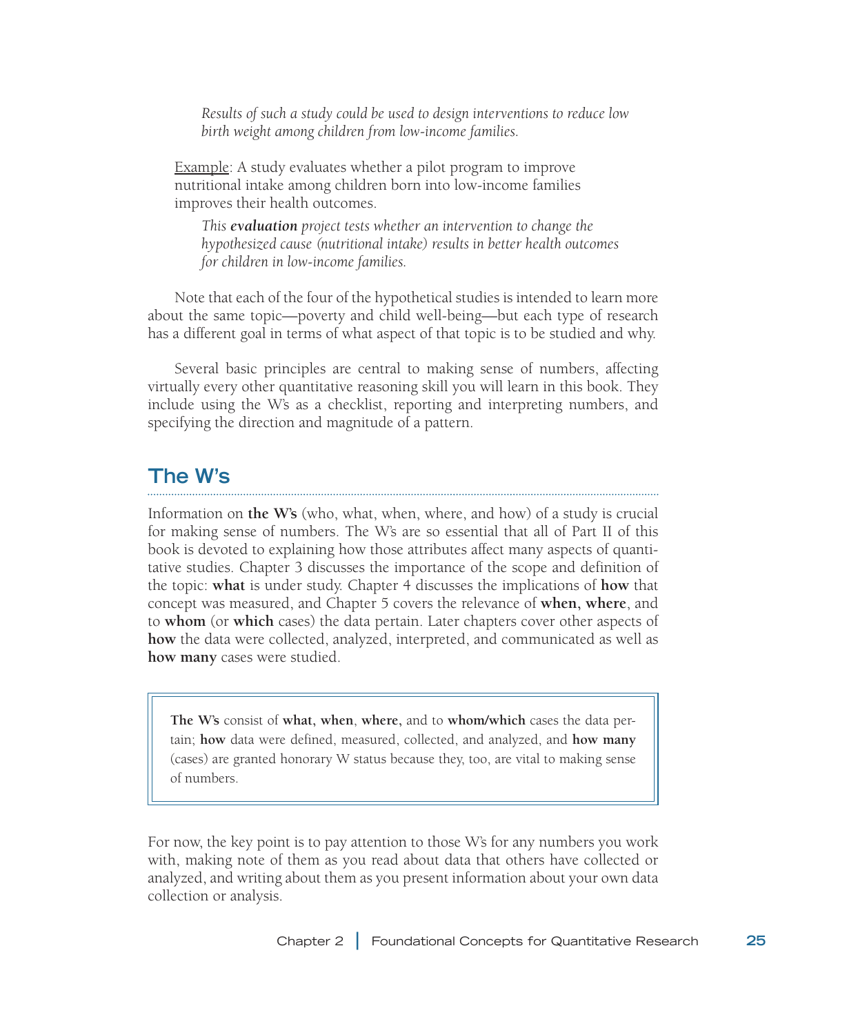*Results of such a study could be used to design interventions to reduce low birth weight among children from low-income families.*

Example: A study evaluates whether a pilot program to improve nutritional intake among children born into low-income families improves their health outcomes.

*This **evaluation** project tests whether an intervention to change the hypothesized cause (nutritional intake) results in better health outcomes for children in low-income families.*

Note that each of the four of the hypothetical studies is intended to learn more about the same topic—poverty and child well-being—but each type of research has a different goal in terms of what aspect of that topic is to be studied and why.

Several basic principles are central to making sense of numbers, affecting virtually every other quantitative reasoning skill you will learn in this book. They include using the W's as a checklist, reporting and interpreting numbers, and specifying the direction and magnitude of a pattern.

## The W's

Information on **the W's** (who, what, when, where, and how) of a study is crucial for making sense of numbers. The W's are so essential that all of Part II of this book is devoted to explaining how those attributes affect many aspects of quantitative studies. Chapter 3 discusses the importance of the scope and definition of the topic: **what** is under study. Chapter 4 discusses the implications of **how** that concept was measured, and Chapter 5 covers the relevance of **when, where**, and to **whom** (or **which** cases) the data pertain. Later chapters cover other aspects of **how** the data were collected, analyzed, interpreted, and communicated as well as **how many** cases were studied.

> **The W's** consist of **what, when**, **where,** and to **whom/which** cases the data pertain; **how** data were defined, measured, collected, and analyzed, and **how many** (cases) are granted honorary W status because they, too, are vital to making sense of numbers.

For now, the key point is to pay attention to those W's for any numbers you work with, making note of them as you read about data that others have collected or analyzed, and writing about them as you present information about your own data collection or analysis.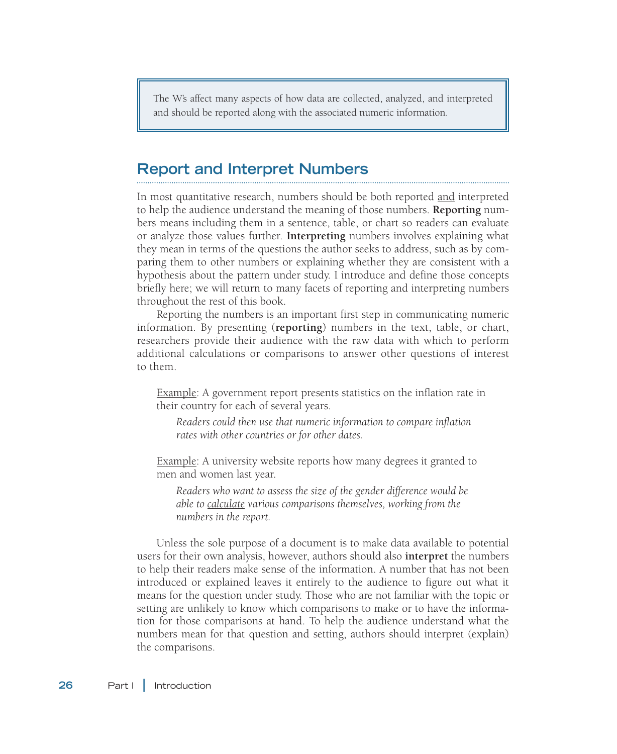> The W's affect many aspects of how data are collected, analyzed, and interpreted and should be reported along with the associated numeric information.

## Report and Interpret Numbers

In most quantitative research, numbers should be both reported <u>and</u> interpreted to help the audience understand the meaning of those numbers. **Reporting** numbers means including them in a sentence, table, or chart so readers can evaluate or analyze those values further. **Interpreting** numbers involves explaining what they mean in terms of the questions the author seeks to address, such as by comparing them to other numbers or explaining whether they are consistent with a hypothesis about the pattern under study. I introduce and define those concepts briefly here; we will return to many facets of reporting and interpreting numbers throughout the rest of this book.

Reporting the numbers is an important first step in communicating numeric information. By presenting (**reporting**) numbers in the text, table, or chart, researchers provide their audience with the raw data with which to perform additional calculations or comparisons to answer other questions of interest to them.

<u>Example</u>: A government report presents statistics on the inflation rate in their country for each of several years.

*Readers could then use that numeric information to <u>compare</u> inflation rates with other countries or for other dates.*

<u>Example</u>: A university website reports how many degrees it granted to men and women last year.

*Readers who want to assess the size of the gender difference would be able to <u>calculate</u> various comparisons themselves, working from the numbers in the report.*

Unless the sole purpose of a document is to make data available to potential users for their own analysis, however, authors should also **interpret** the numbers to help their readers make sense of the information. A number that has not been introduced or explained leaves it entirely to the audience to figure out what it means for the question under study. Those who are not familiar with the topic or setting are unlikely to know which comparisons to make or to have the information for those comparisons at hand. To help the audience understand what the numbers mean for that question and setting, authors should interpret (explain) the comparisons.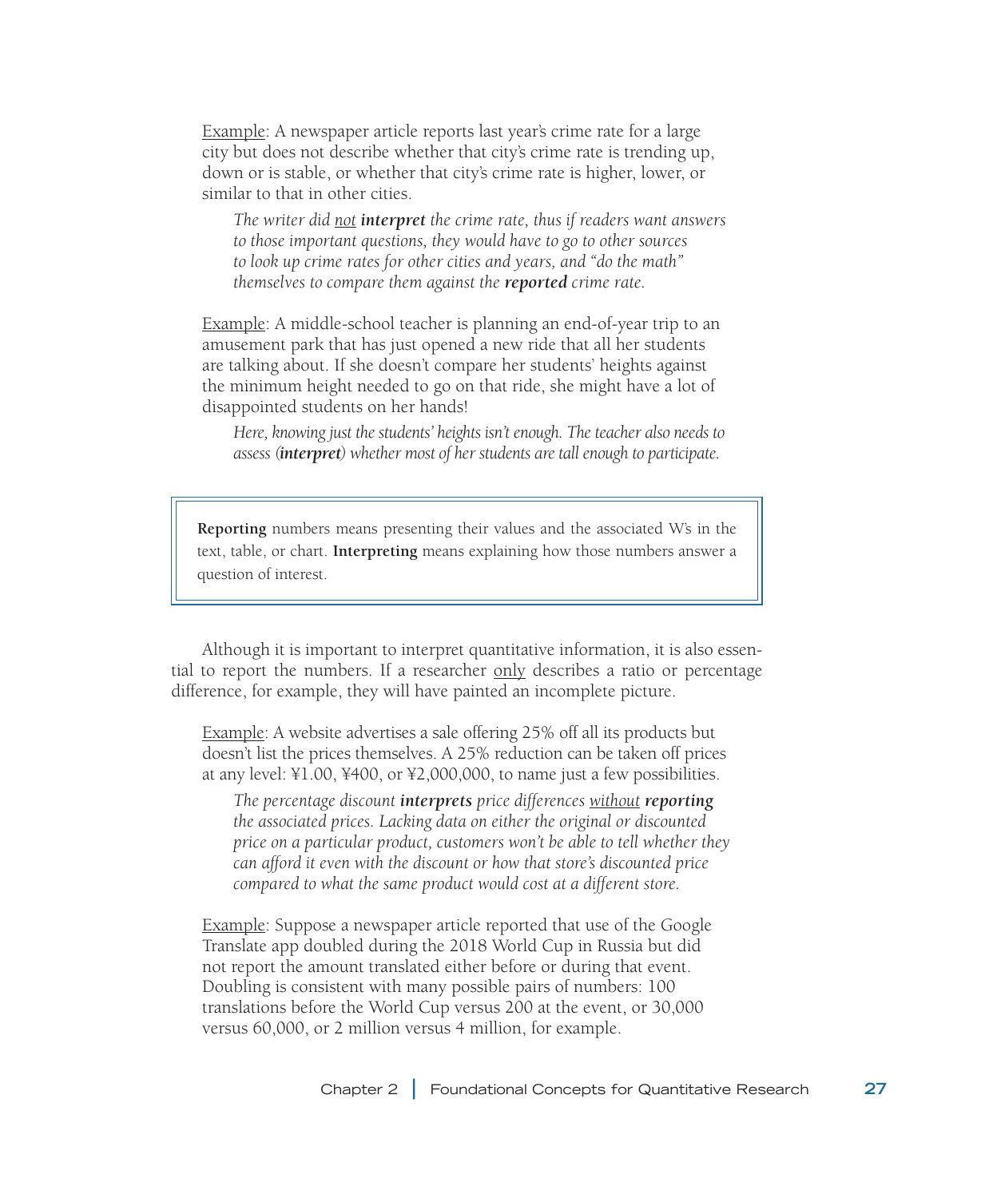Example: A newspaper article reports last year's crime rate for a large city but does not describe whether that city's crime rate is trending up, down or is stable, or whether that city's crime rate is higher, lower, or similar to that in other cities.

> *The writer did not **interpret** the crime rate, thus if readers want answers to those important questions, they would have to go to other sources to look up crime rates for other cities and years, and "do the math" themselves to compare them against the **reported** crime rate.*

Example: A middle-school teacher is planning an end-of-year trip to an amusement park that has just opened a new ride that all her students are talking about. If she doesn't compare her students' heights against the minimum height needed to go on that ride, she might have a lot of disappointed students on her hands!

> *Here, knowing just the students' heights isn't enough. The teacher also needs to assess (**interpret**) whether most of her students are tall enough to participate.*

> **Reporting** numbers means presenting their values and the associated W's in the text, table, or chart. **Interpreting** means explaining how those numbers answer a question of interest.

Although it is important to interpret quantitative information, it is also essential to report the numbers. If a researcher only describes a ratio or percentage difference, for example, they will have painted an incomplete picture.

Example: A website advertises a sale offering 25% off all its products but doesn't list the prices themselves. A 25% reduction can be taken off prices at any level: ¥1.00, ¥400, or ¥2,000,000, to name just a few possibilities.

> *The percentage discount **interprets** price differences without **reporting** the associated prices. Lacking data on either the original or discounted price on a particular product, customers won't be able to tell whether they can afford it even with the discount or how that store's discounted price compared to what the same product would cost at a different store.*

Example: Suppose a newspaper article reported that use of the Google Translate app doubled during the 2018 World Cup in Russia but did not report the amount translated either before or during that event. Doubling is consistent with many possible pairs of numbers: 100 translations before the World Cup versus 200 at the event, or 30,000 versus 60,000, or 2 million versus 4 million, for example.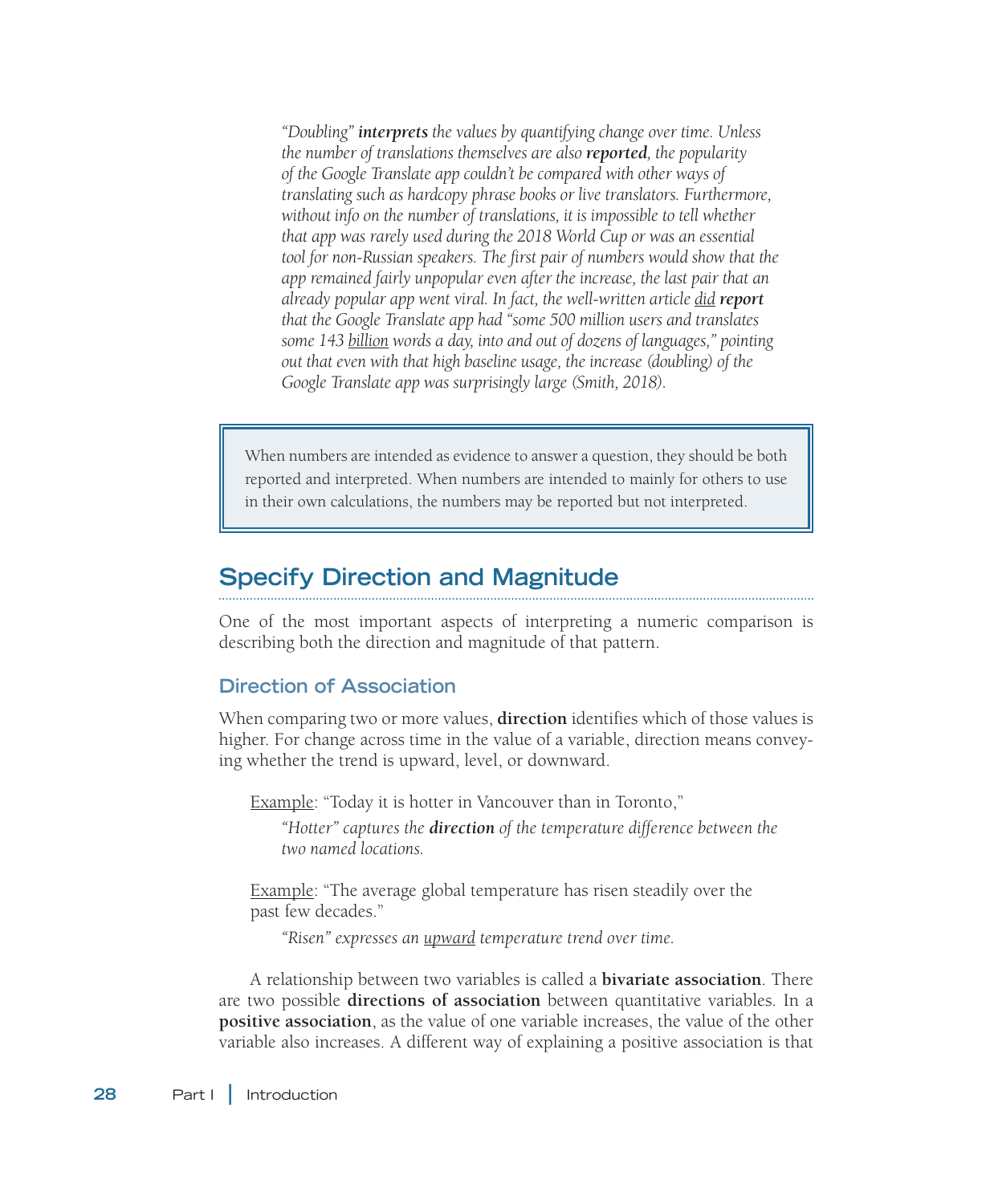*"Doubling"* ***interprets*** *the values by quantifying change over time. Unless the number of translations themselves are also* ***reported****, the popularity of the Google Translate app couldn't be compared with other ways of translating such as hardcopy phrase books or live translators. Furthermore, without info on the number of translations, it is impossible to tell whether that app was rarely used during the 2018 World Cup or was an essential tool for non-Russian speakers. The first pair of numbers would show that the app remained fairly unpopular even after the increase, the last pair that an already popular app went viral. In fact, the well-written article* <u>*did*</u> ***report*** *that the Google Translate app had "some 500 million users and translates some 143* <u>*billion*</u> *words a day, into and out of dozens of languages," pointing out that even with that high baseline usage, the increase (doubling) of the Google Translate app was surprisingly large (Smith, 2018).*

> When numbers are intended as evidence to answer a question, they should be both reported and interpreted. When numbers are intended to mainly for others to use in their own calculations, the numbers may be reported but not interpreted.

## Specify Direction and Magnitude

One of the most important aspects of interpreting a numeric comparison is describing both the direction and magnitude of that pattern.

### Direction of Association

When comparing two or more values, **direction** identifies which of those values is higher. For change across time in the value of a variable, direction means conveying whether the trend is upward, level, or downward.

<u>Example</u>: "Today it is hotter in Vancouver than in Toronto,"

*"Hotter" captures the* ***direction*** *of the temperature difference between the two named locations.*

<u>Example</u>: "The average global temperature has risen steadily over the past few decades."

*"Risen" expresses an* <u>*upward*</u> *temperature trend over time.*

A relationship between two variables is called a **bivariate association**. There are two possible **directions of association** between quantitative variables. In a **positive association**, as the value of one variable increases, the value of the other variable also increases. A different way of explaining a positive association is that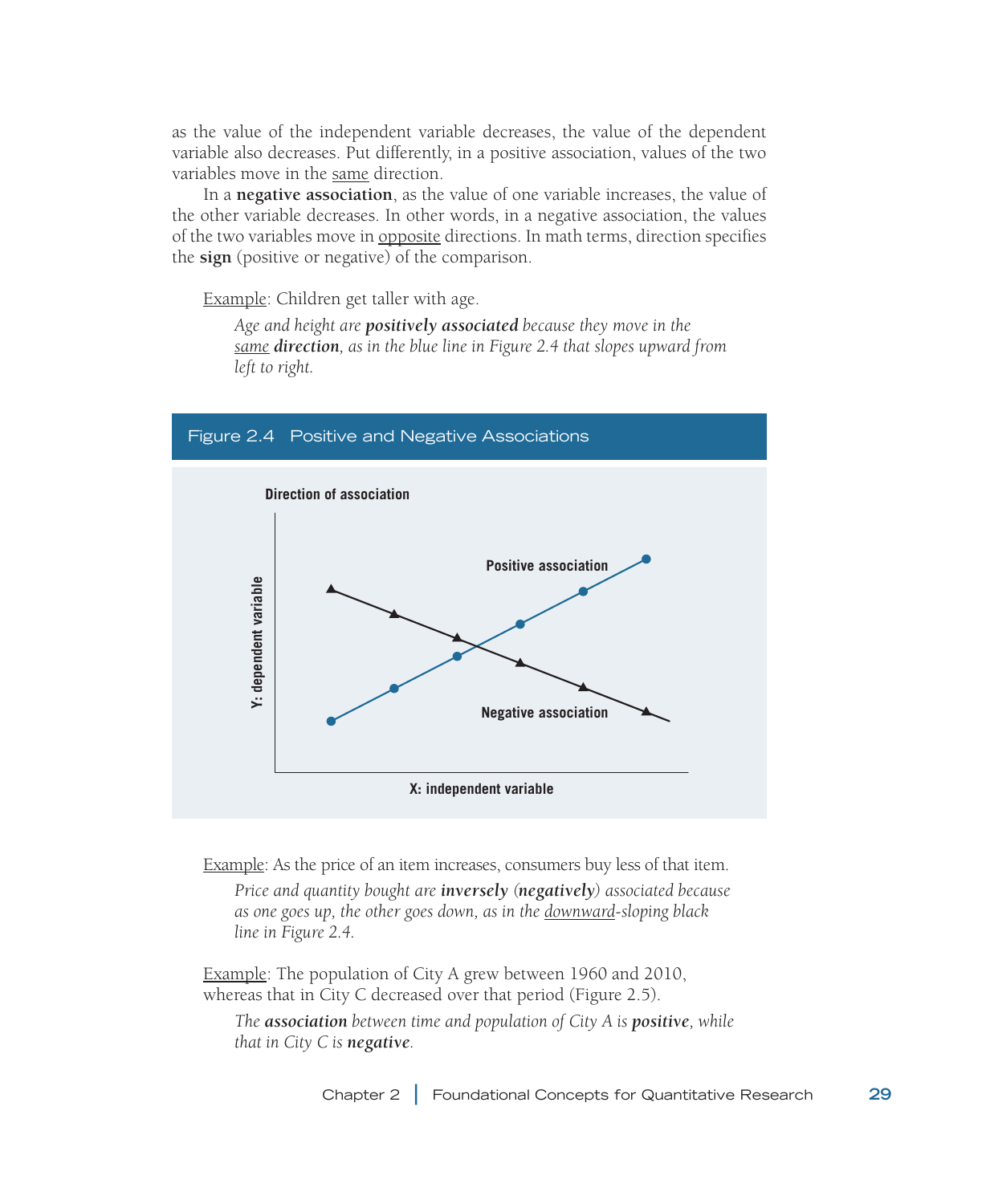as the value of the independent variable decreases, the value of the dependent variable also decreases. Put differently, in a positive association, values of the two variables move in the same direction.

In a **negative association**, as the value of one variable increases, the value of the other variable decreases. In other words, in a negative association, the values of the two variables move in opposite directions. In math terms, direction specifies the **sign** (positive or negative) of the comparison.

Example: Children get taller with age.

*Age and height are **positively associated** because they move in the same **direction**, as in the blue line in Figure 2.4 that slopes upward from left to right.*

Figure 2.4 Positive and Negative Associations

Example: As the price of an item increases, consumers buy less of that item.

*Price and quantity bought are **inversely** (**negatively**) associated because as one goes up, the other goes down, as in the downward-sloping black line in Figure 2.4.*

Example: The population of City A grew between 1960 and 2010, whereas that in City C decreased over that period (Figure 2.5).

*The **association** between time and population of City A is **positive**, while that in City C is **negative**.*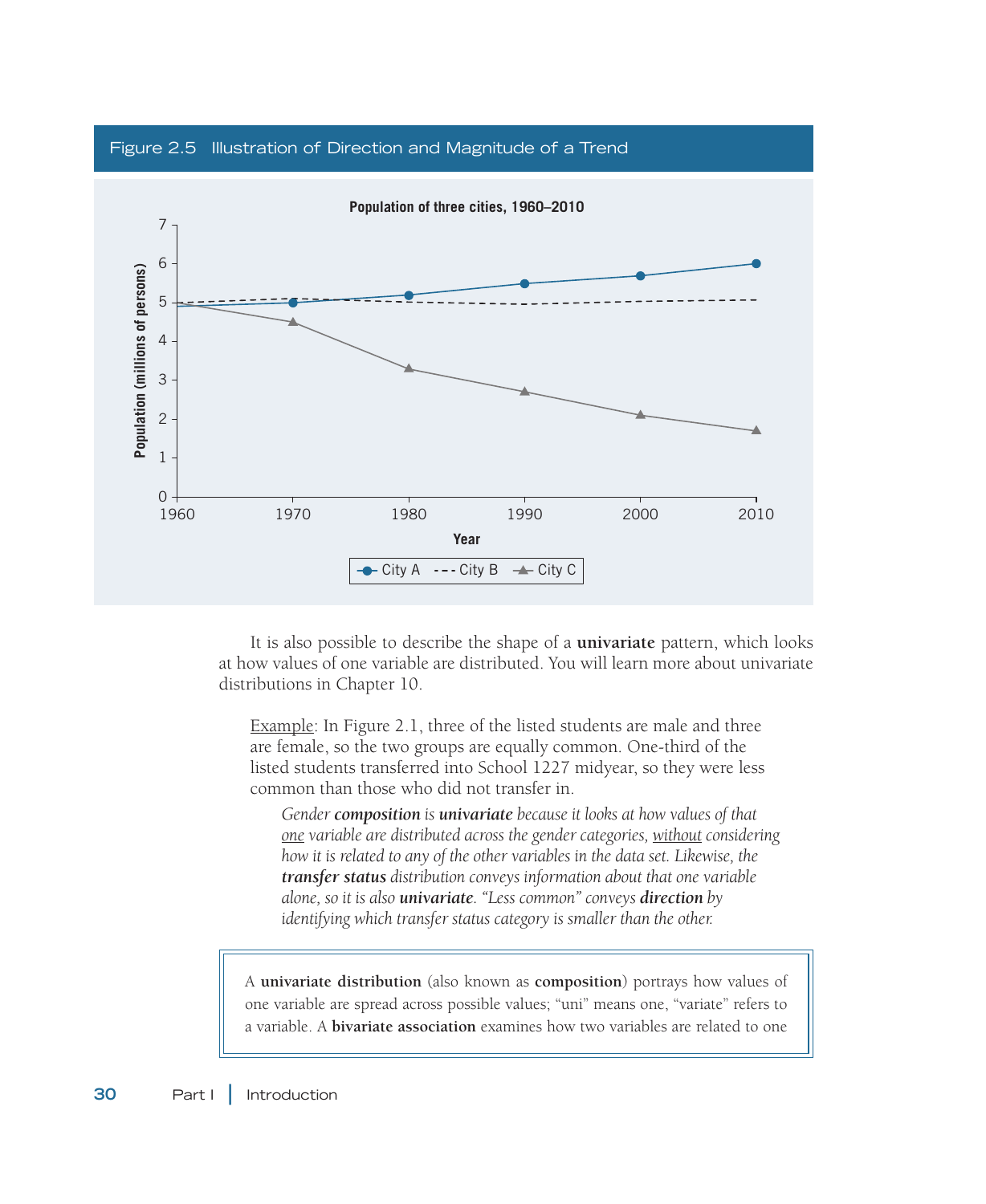Figure 2.5 Illustration of Direction and Magnitude of a Trend

**Population of three cities, 1960–2010**

Population (millions of persons)

Year

City A — City B — City C

It is also possible to describe the shape of a **univariate** pattern, which looks at how values of one variable are distributed. You will learn more about univariate distributions in Chapter 10.

Example: In Figure 2.1, three of the listed students are male and three are female, so the two groups are equally common. One-third of the listed students transferred into School 1227 midyear, so they were less common than those who did not transfer in.

> *Gender* ***composition*** *is* ***univariate*** *because it looks at how values of that one variable are distributed across the gender categories, without considering how it is related to any of the other variables in the data set. Likewise, the* ***transfer status*** *distribution conveys information about that one variable alone, so it is also* ***univariate****. "Less common" conveys* ***direction*** *by identifying which transfer status category is smaller than the other.*

A **univariate distribution** (also known as **composition**) portrays how values of one variable are spread across possible values; "uni" means one, "variate" refers to a variable. A **bivariate association** examines how two variables are related to one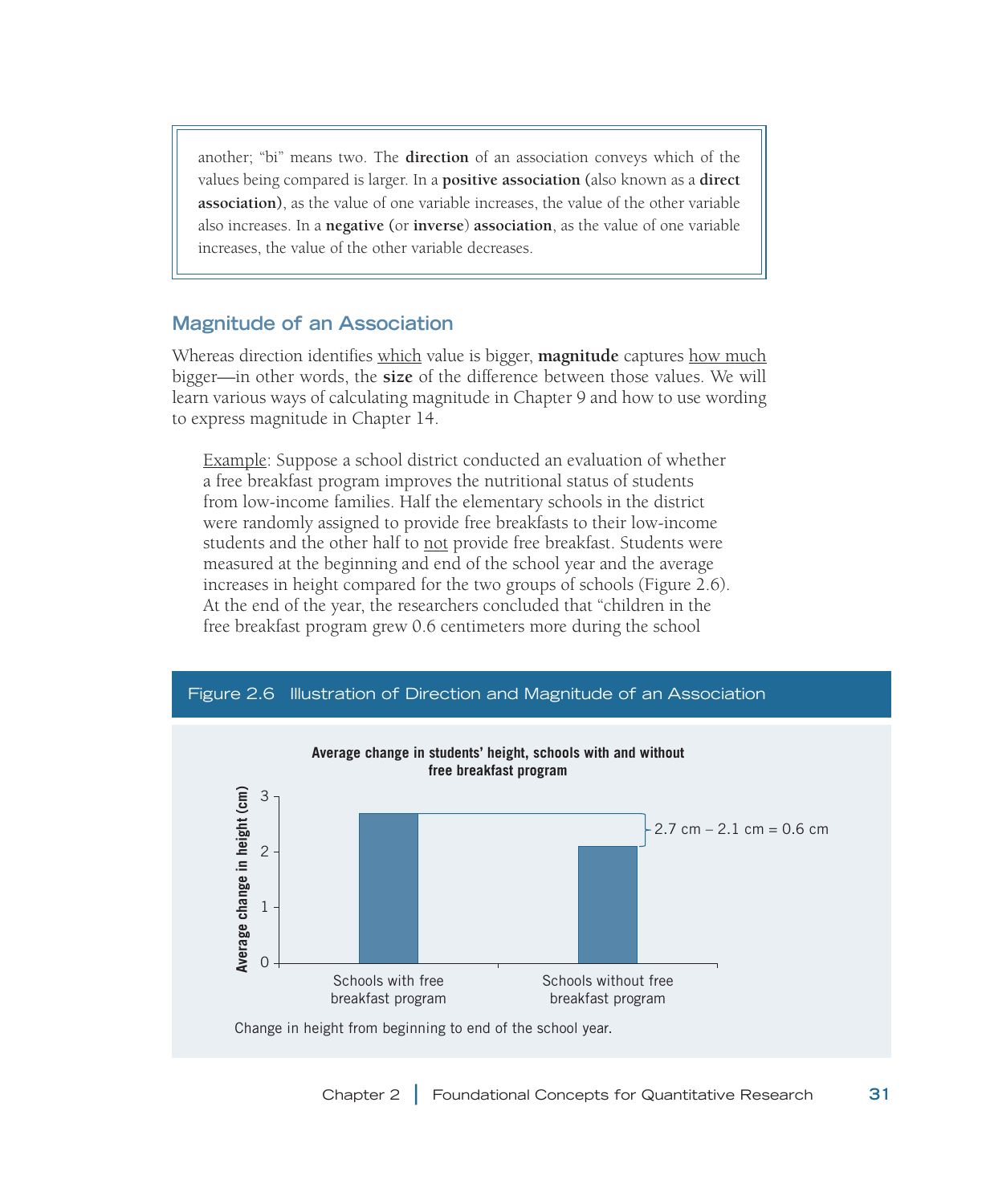another; "bi" means two. The **direction** of an association conveys which of the values being compared is larger. In a **positive association** (also known as a **direct association**), as the value of one variable increases, the value of the other variable also increases. In a **negative** (or **inverse**) **association**, as the value of one variable increases, the value of the other variable decreases.

## Magnitude of an Association

Whereas direction identifies which value is bigger, **magnitude** captures how much bigger—in other words, the **size** of the difference between those values. We will learn various ways of calculating magnitude in Chapter 9 and how to use wording to express magnitude in Chapter 14.

> Example: Suppose a school district conducted an evaluation of whether a free breakfast program improves the nutritional status of students from low-income families. Half the elementary schools in the district were randomly assigned to provide free breakfasts to their low-income students and the other half to not provide free breakfast. Students were measured at the beginning and end of the school year and the average increases in height compared for the two groups of schools (Figure 2.6). At the end of the year, the researchers concluded that "children in the free breakfast program grew 0.6 centimeters more during the school

Figure 2.6 Illustration of Direction and Magnitude of an Association

**Average change in students' height, schools with and without free breakfast program**

| | Average change in height (cm) |
|---|---|
| Schools with free breakfast program | 2.7 |
| Schools without free breakfast program | 2.1 |

2.7 cm – 2.1 cm = 0.6 cm

Change in height from beginning to end of the school year.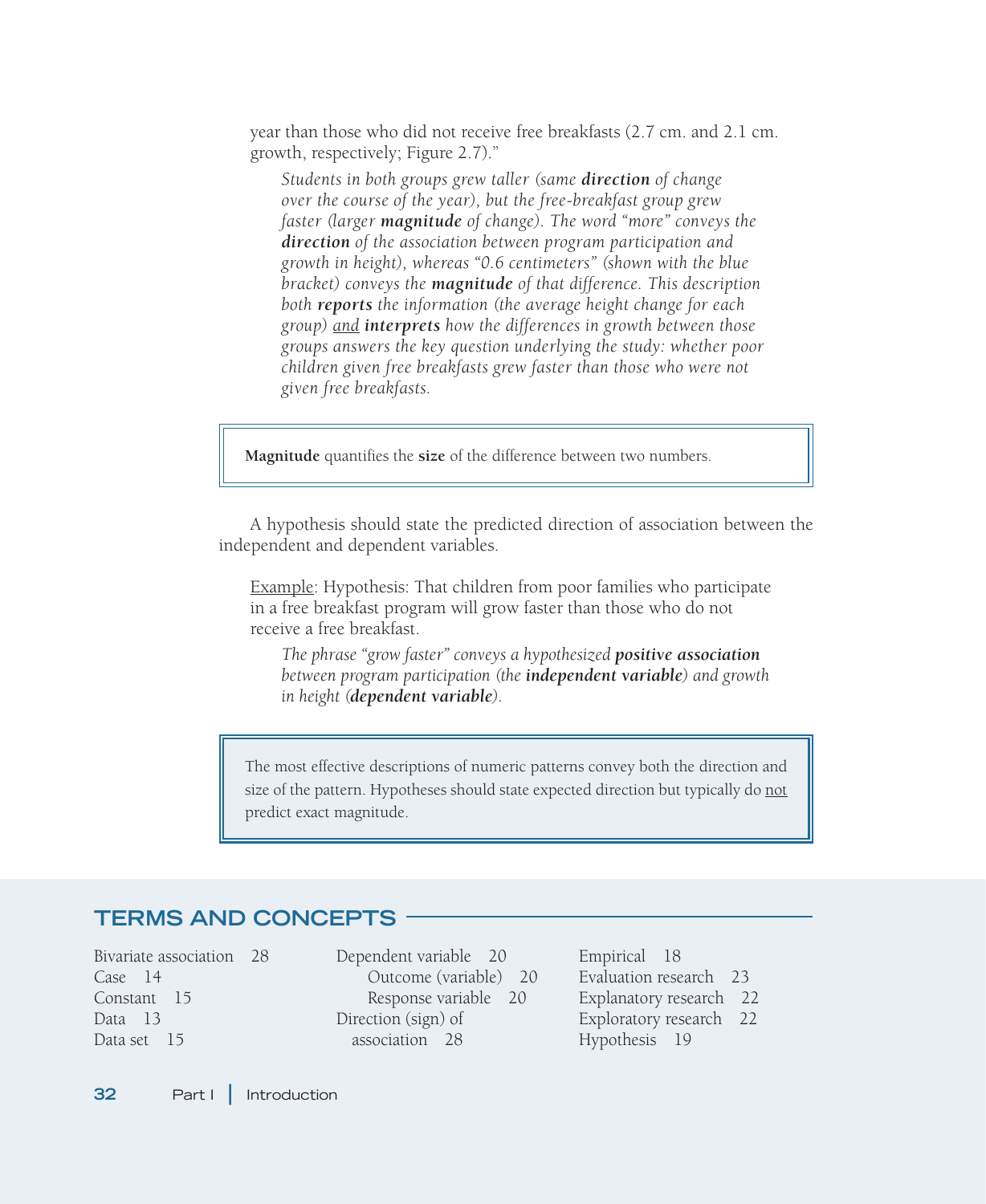year than those who did not receive free breakfasts (2.7 cm. and 2.1 cm. growth, respectively; Figure 2.7)."

> *Students in both groups grew taller (same* ***direction*** *of change over the course of the year), but the free-breakfast group grew faster (larger* ***magnitude*** *of change). The word "more" conveys the* ***direction*** *of the association between program participation and growth in height), whereas "0.6 centimeters" (shown with the blue bracket) conveys the* ***magnitude*** *of that difference. This description both* ***reports*** *the information (the average height change for each group)* <u>*and*</u> ***interprets*** *how the differences in growth between those groups answers the key question underlying the study: whether poor children given free breakfasts grew faster than those who were not given free breakfasts.*

> **Magnitude** quantifies the **size** of the difference between two numbers.

A hypothesis should state the predicted direction of association between the independent and dependent variables.

<u>Example</u>: Hypothesis: That children from poor families who participate in a free breakfast program will grow faster than those who do not receive a free breakfast.

> *The phrase "grow faster" conveys a hypothesized* ***positive association*** *between program participation (the* ***independent variable****) and growth in height (****dependent variable****).*

> The most effective descriptions of numeric patterns convey both the direction and size of the pattern. Hypotheses should state expected direction but typically do <u>not</u> predict exact magnitude.

## TERMS AND CONCEPTS

Bivariate association 28
Case 14
Constant 15
Data 13
Data set 15
Dependent variable 20
  Outcome (variable) 20
  Response variable 20
Direction (sign) of association 28
Empirical 18
Evaluation research 23
Explanatory research 22
Exploratory research 22
Hypothesis 19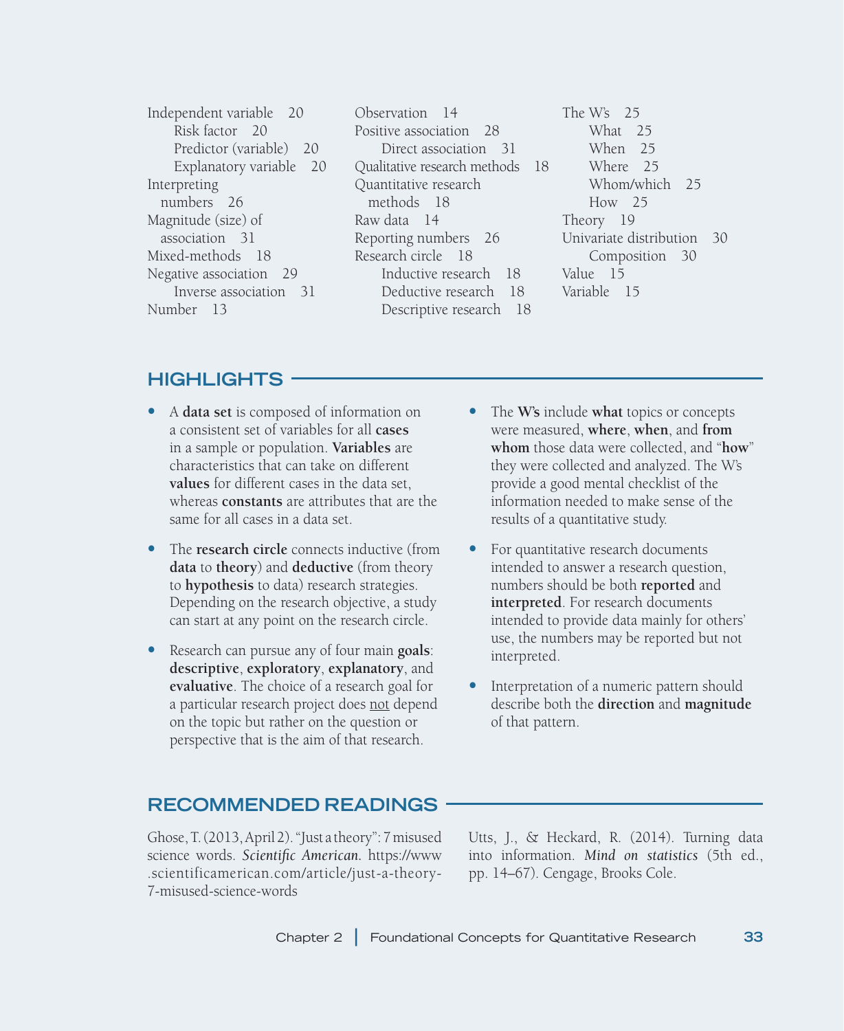- Independent variable 20
  - Risk factor 20
  - Predictor (variable) 20
  - Explanatory variable 20
- Interpreting numbers 26
- Magnitude (size) of association 31
- Mixed-methods 18
- Negative association 29
  - Inverse association 31
- Number 13
- Observation 14
- Positive association 28
  - Direct association 31
- Qualitative research methods 18
- Quantitative research methods 18
- Raw data 14
- Reporting numbers 26
- Research circle 18
  - Inductive research 18
  - Deductive research 18
  - Descriptive research 18
- The W's 25
  - What 25
  - When 25
  - Where 25
  - Whom/which 25
  - How 25
- Theory 19
- Univariate distribution 30
  - Composition 30
- Value 15
- Variable 15

## HIGHLIGHTS

- A **data set** is composed of information on a consistent set of variables for all **cases** in a sample or population. **Variables** are characteristics that can take on different **values** for different cases in the data set, whereas **constants** are attributes that are the same for all cases in a data set.
- The **research circle** connects inductive (from **data** to **theory**) and **deductive** (from theory to **hypothesis** to data) research strategies. Depending on the research objective, a study can start at any point on the research circle.
- Research can pursue any of four main **goals**: **descriptive**, **exploratory**, **explanatory**, and **evaluative**. The choice of a research goal for a particular research project does not depend on the topic but rather on the question or perspective that is the aim of that research.
- The **W's** include **what** topics or concepts were measured, **where**, **when**, and **from whom** those data were collected, and "**how**" they were collected and analyzed. The W's provide a good mental checklist of the information needed to make sense of the results of a quantitative study.
- For quantitative research documents intended to answer a research question, numbers should be both **reported** and **interpreted**. For research documents intended to provide data mainly for others' use, the numbers may be reported but not interpreted.
- Interpretation of a numeric pattern should describe both the **direction** and **magnitude** of that pattern.

## RECOMMENDED READINGS

Ghose, T. (2013, April 2). "Just a theory": 7 misused science words. *Scientific American.* https://www.scientificamerican.com/article/just-a-theory-7-misused-science-words

Utts, J., & Heckard, R. (2014). Turning data into information. *Mind on statistics* (5th ed., pp. 14–67). Cengage, Brooks Cole.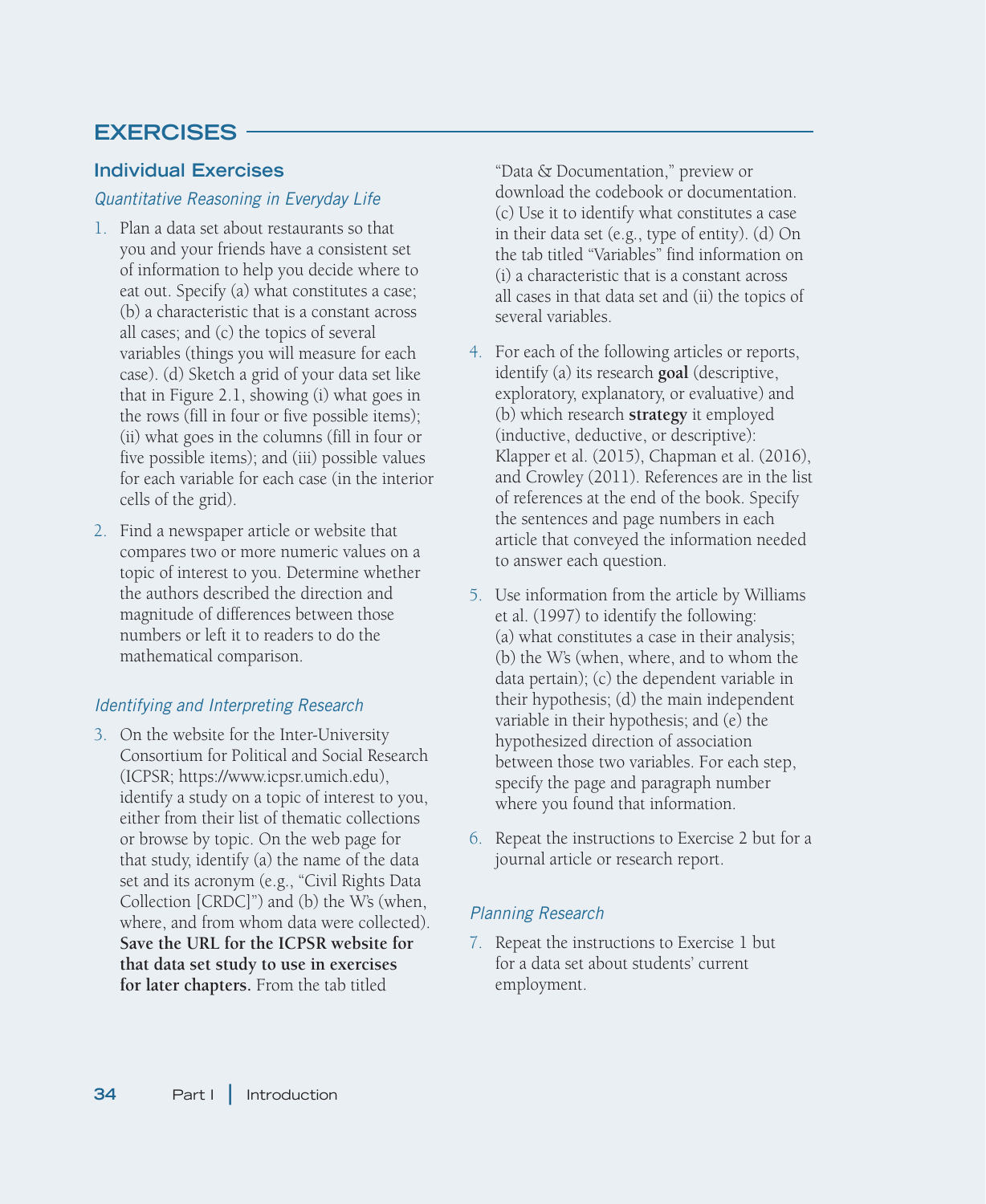# EXERCISES

## Individual Exercises

### *Quantitative Reasoning in Everyday Life*

1. Plan a data set about restaurants so that you and your friends have a consistent set of information to help you decide where to eat out. Specify (a) what constitutes a case; (b) a characteristic that is a constant across all cases; and (c) the topics of several variables (things you will measure for each case). (d) Sketch a grid of your data set like that in Figure 2.1, showing (i) what goes in the rows (fill in four or five possible items); (ii) what goes in the columns (fill in four or five possible items); and (iii) possible values for each variable for each case (in the interior cells of the grid).

2. Find a newspaper article or website that compares two or more numeric values on a topic of interest to you. Determine whether the authors described the direction and magnitude of differences between those numbers or left it to readers to do the mathematical comparison.

### *Identifying and Interpreting Research*

3. On the website for the Inter-University Consortium for Political and Social Research (ICPSR; https://www.icpsr.umich.edu), identify a study on a topic of interest to you, either from their list of thematic collections or browse by topic. On the web page for that study, identify (a) the name of the data set and its acronym (e.g., "Civil Rights Data Collection [CRDC]") and (b) the W's (when, where, and from whom data were collected). **Save the URL for the ICPSR website for that data set study to use in exercises for later chapters.** From the tab titled "Data & Documentation," preview or download the codebook or documentation. (c) Use it to identify what constitutes a case in their data set (e.g., type of entity). (d) On the tab titled "Variables" find information on (i) a characteristic that is a constant across all cases in that data set and (ii) the topics of several variables.

4. For each of the following articles or reports, identify (a) its research **goal** (descriptive, exploratory, explanatory, or evaluative) and (b) which research **strategy** it employed (inductive, deductive, or descriptive): Klapper et al. (2015), Chapman et al. (2016), and Crowley (2011). References are in the list of references at the end of the book. Specify the sentences and page numbers in each article that conveyed the information needed to answer each question.

5. Use information from the article by Williams et al. (1997) to identify the following: (a) what constitutes a case in their analysis; (b) the W's (when, where, and to whom the data pertain); (c) the dependent variable in their hypothesis; (d) the main independent variable in their hypothesis; and (e) the hypothesized direction of association between those two variables. For each step, specify the page and paragraph number where you found that information.

6. Repeat the instructions to Exercise 2 but for a journal article or research report.

### *Planning Research*

7. Repeat the instructions to Exercise 1 but for a data set about students' current employment.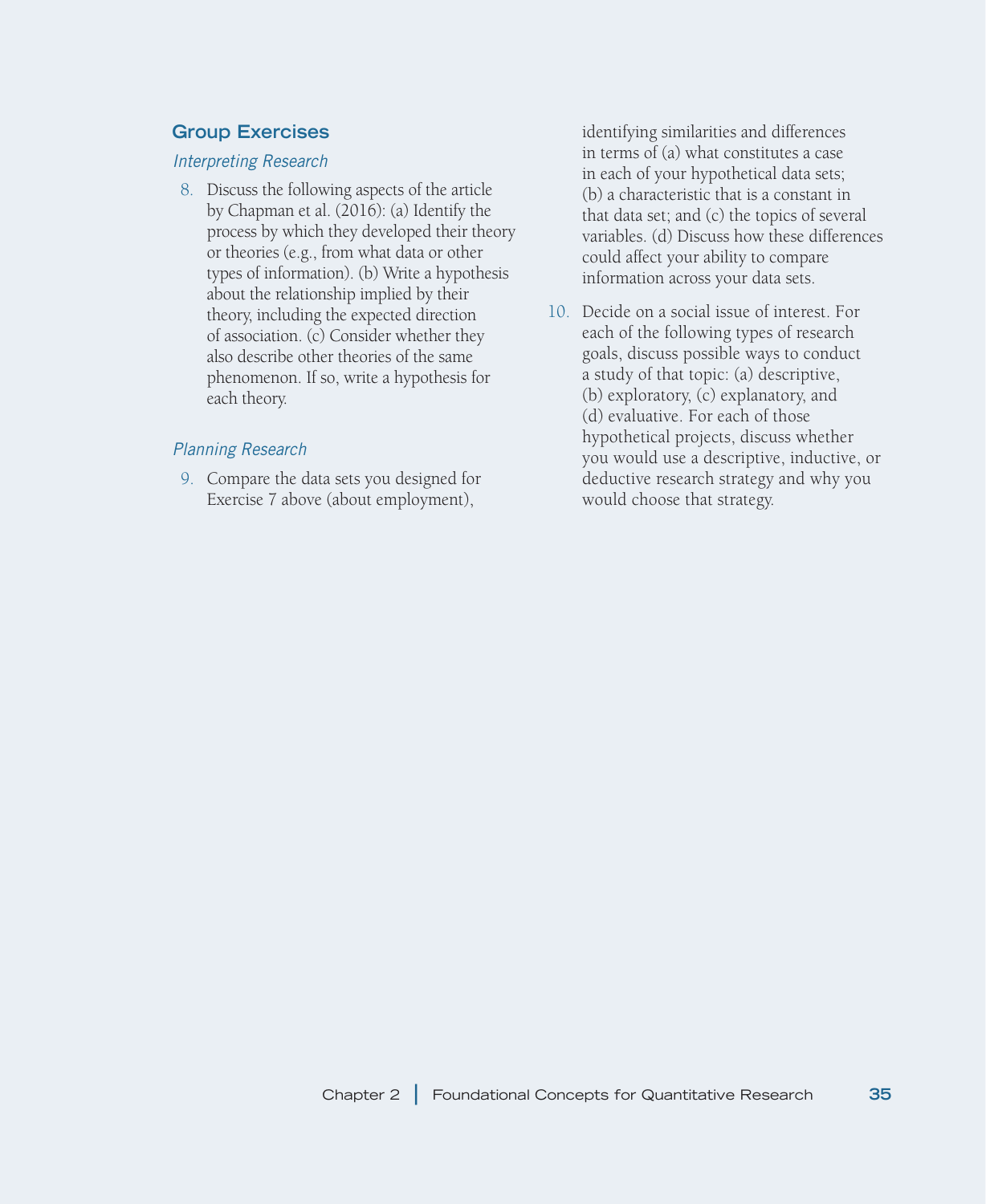## Group Exercises

### *Interpreting Research*

8. Discuss the following aspects of the article by Chapman et al. (2016): (a) Identify the process by which they developed their theory or theories (e.g., from what data or other types of information). (b) Write a hypothesis about the relationship implied by their theory, including the expected direction of association. (c) Consider whether they also describe other theories of the same phenomenon. If so, write a hypothesis for each theory.

### *Planning Research*

9. Compare the data sets you designed for Exercise 7 above (about employment), identifying similarities and differences in terms of (a) what constitutes a case in each of your hypothetical data sets; (b) a characteristic that is a constant in that data set; and (c) the topics of several variables. (d) Discuss how these differences could affect your ability to compare information across your data sets.

10. Decide on a social issue of interest. For each of the following types of research goals, discuss possible ways to conduct a study of that topic: (a) descriptive, (b) exploratory, (c) explanatory, and (d) evaluative. For each of those hypothetical projects, discuss whether you would use a descriptive, inductive, or deductive research strategy and why you would choose that strategy.